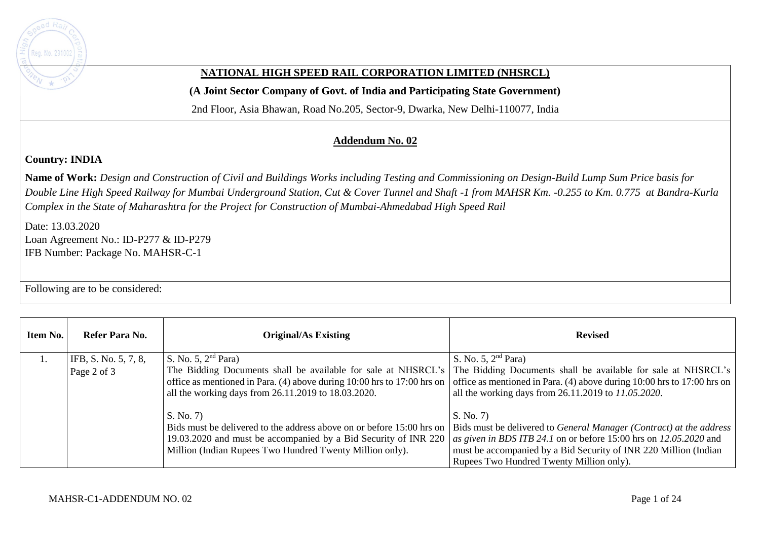**NATIONAL HIGH SPEED RAIL CORPORATION LIMITED (NHSRCL)**

**(A Joint Sector Company of Govt. of India and Participating State Government)**

2nd Floor, Asia Bhawan, Road No.205, Sector-9, Dwarka, New Delhi-110077, India

## Addendum No. 02

**Country: INDIA**

**Name of Work:** *Design and Construction of Civil and Buildings Works including Testing and Commissioning on Design-Build Lump Sum Price basis for Double Line High Speed Railway for Mumbai Underground Station, Cut & Cover Tunnel and Shaft -1 from MAHSR Km. -0.255 to Km. 0.775 at Bandra-Kurla Complex in the State of Maharashtra for the Project for Construction of Mumbai-Ahmedabad High Speed Rail*

Date: 13.03.2020
Loan Agreement No.: ID-P277 & ID-P279
IFB Number: Package No. MAHSR-C-1

Following are to be considered:

| Item No. | Refer Para No. | Original/As Existing | Revised |
|---|---|---|---|
| 1. | IFB, S. No. 5, 7, 8, Page 2 of 3 | S. No. 5, 2nd Para)<br>The Bidding Documents shall be available for sale at NHSRCL's office as mentioned in Para. (4) above during 10:00 hrs to 17:00 hrs on all the working days from 26.11.2019 to 18.03.2020.<br><br>S. No. 7)<br>Bids must be delivered to the address above on or before 15:00 hrs on 19.03.2020 and must be accompanied by a Bid Security of INR 220 Million (Indian Rupees Two Hundred Twenty Million only). | S. No. 5, 2nd Para)<br>The Bidding Documents shall be available for sale at NHSRCL's office as mentioned in Para. (4) above during 10:00 hrs to 17:00 hrs on all the working days from 26.11.2019 to *11.05.2020*.<br><br>S. No. 7)<br>Bids must be delivered to *General Manager (Contract) at the address as given in BDS ITB 24.1* on or before 15:00 hrs on *12.05.2020* and must be accompanied by a Bid Security of INR 220 Million (Indian Rupees Two Hundred Twenty Million only). |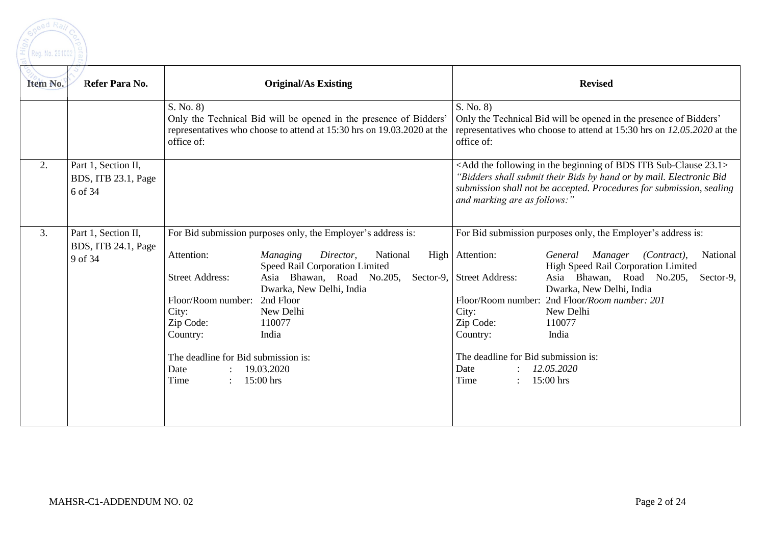| Item No. | Refer Para No. | Original/As Existing | Revised |
|---|---|---|---|
| | | S. No. 8)<br>Only the Technical Bid will be opened in the presence of Bidders' representatives who choose to attend at 15:30 hrs on 19.03.2020 at the office of: | S. No. 8)<br>Only the Technical Bid will be opened in the presence of Bidders' representatives who choose to attend at 15:30 hrs on *12.05.2020* at the office of: |
| 2. | Part 1, Section II, BDS, ITB 23.1, Page 6 of 34 | | <Add the following in the beginning of BDS ITB Sub-Clause 23.1><br>*"Bidders shall submit their Bids by hand or by mail. Electronic Bid submission shall not be accepted. Procedures for submission, sealing and marking are as follows:"* |
| 3. | Part 1, Section II, BDS, ITB 24.1, Page 9 of 34 | For Bid submission purposes only, the Employer's address is:<br><br>Attention: *Managing Director*, National High Speed Rail Corporation Limited<br>Street Address: Asia Bhawan, Road No.205, Sector-9, Dwarka, New Delhi, India<br>Floor/Room number: 2nd Floor<br>City: New Delhi<br>Zip Code: 110077<br>Country: India<br><br>The deadline for Bid submission is:<br>Date : 19.03.2020<br>Time : 15:00 hrs | For Bid submission purposes only, the Employer's address is:<br><br>Attention: *General Manager (Contract)*, National High Speed Rail Corporation Limited<br>Street Address: Asia Bhawan, Road No.205, Sector-9, Dwarka, New Delhi, India<br>Floor/Room number: 2nd Floor*/Room number: 201*<br>City: New Delhi<br>Zip Code: 110077<br>Country: India<br><br>The deadline for Bid submission is:<br>Date : *12.05.2020*<br>Time : 15:00 hrs |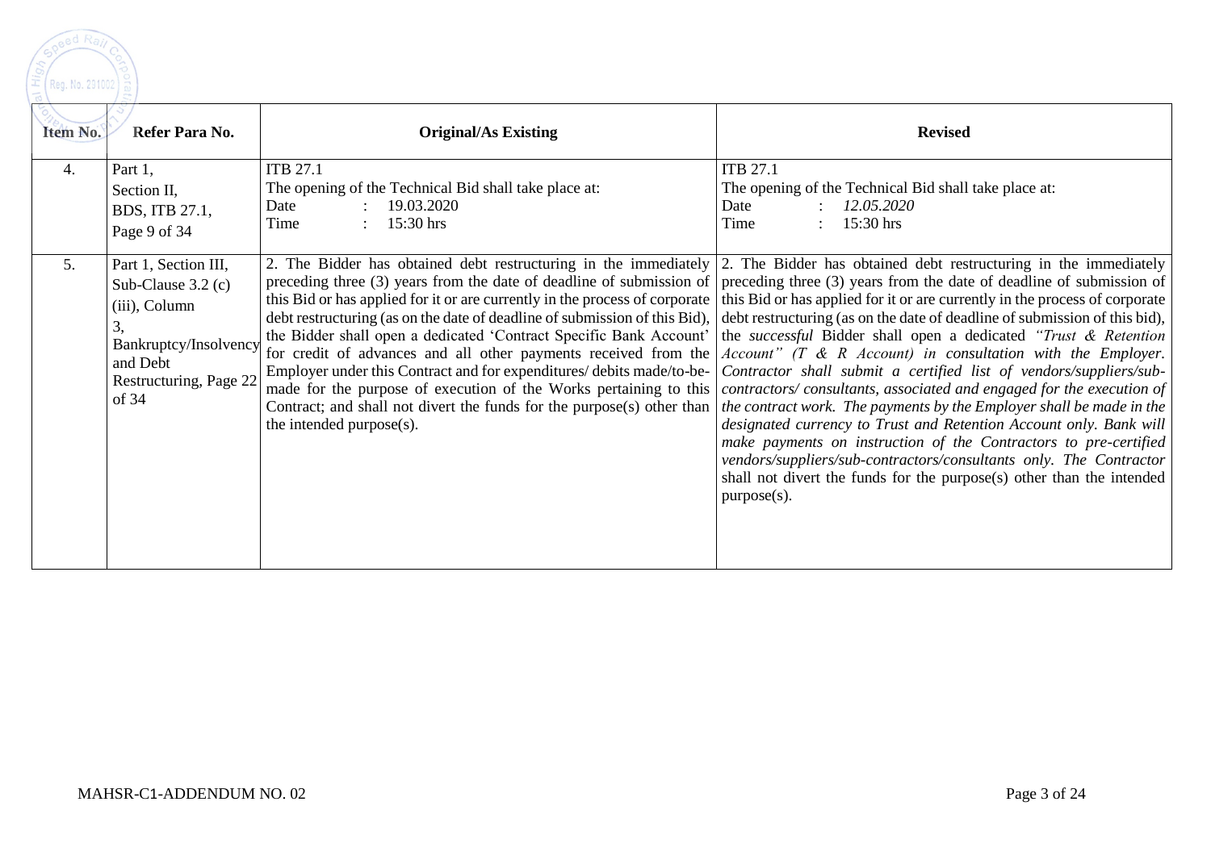| Item No. | Refer Para No. | Original/As Existing | Revised |
|---|---|---|---|
| 4. | Part 1, Section II, BDS, ITB 27.1, Page 9 of 34 | ITB 27.1<br>The opening of the Technical Bid shall take place at:<br>Date : 19.03.2020<br>Time : 15:30 hrs | ITB 27.1<br>The opening of the Technical Bid shall take place at:<br>Date : *12.05.2020*<br>Time : 15:30 hrs |
| 5. | Part 1, Section III, Sub-Clause 3.2 (c) (iii), Column 3, Bankruptcy/Insolvency and Debt Restructuring, Page 22 of 34 | 2. The Bidder has obtained debt restructuring in the immediately preceding three (3) years from the date of deadline of submission of this Bid or has applied for it or are currently in the process of corporate debt restructuring (as on the date of deadline of submission of this Bid), the Bidder shall open a dedicated 'Contract Specific Bank Account' for credit of advances and all other payments received from the Employer under this Contract and for expenditures/ debits made/to-be-made for the purpose of execution of the Works pertaining to this Contract; and shall not divert the funds for the purpose(s) other than the intended purpose(s). | 2. The Bidder has obtained debt restructuring in the immediately preceding three (3) years from the date of deadline of submission of this Bid or has applied for it or are currently in the process of corporate debt restructuring (as on the date of deadline of submission of this bid), the *successful* Bidder shall open a dedicated *"Trust & Retention Account" (T & R Account) in consultation with the Employer. Contractor shall submit a certified list of vendors/suppliers/sub-contractors/ consultants, associated and engaged for the execution of the contract work. The payments by the Employer shall be made in the designated currency to Trust and Retention Account only. Bank will make payments on instruction of the Contractors to pre-certified vendors/suppliers/sub-contractors/consultants only. The Contractor* shall not divert the funds for the purpose(s) other than the intended purpose(s). |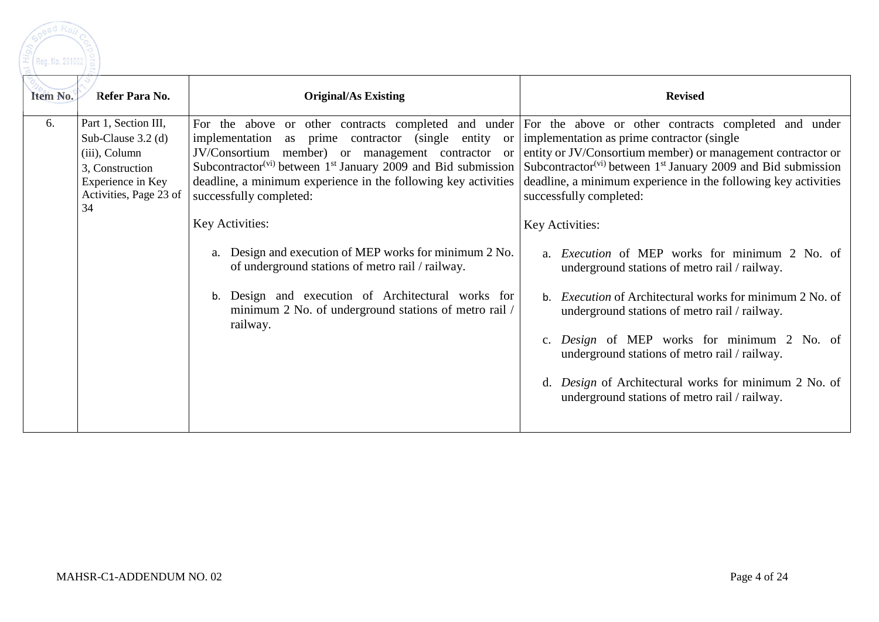| Item No. | Refer Para No. | Original/As Existing | Revised |
|---|---|---|---|
| 6. | Part 1, Section III, Sub-Clause 3.2 (d) (iii), Column 3, Construction Experience in Key Activities, Page 23 of 34 | For the above or other contracts completed and under implementation as prime contractor (single entity or JV/Consortium member) or management contractor or Subcontractor[(vi)] between 1st January 2009 and Bid submission deadline, a minimum experience in the following key activities successfully completed:<br><br>Key Activities:<br><br>a. Design and execution of MEP works for minimum 2 No. of underground stations of metro rail / railway.<br><br>b. Design and execution of Architectural works for minimum 2 No. of underground stations of metro rail / railway. | For the above or other contracts completed and under implementation as prime contractor (single entity or JV/Consortium member) or management contractor or Subcontractor[(vi)] between 1st January 2009 and Bid submission deadline, a minimum experience in the following key activities successfully completed:<br><br>Key Activities:<br><br>a. *Execution* of MEP works for minimum 2 No. of underground stations of metro rail / railway.<br><br>b. *Execution* of Architectural works for minimum 2 No. of underground stations of metro rail / railway.<br><br>c. *Design* of MEP works for minimum 2 No. of underground stations of metro rail / railway.<br><br>d. *Design* of Architectural works for minimum 2 No. of underground stations of metro rail / railway. |

MAHSR-C1-ADDENDUM NO. 02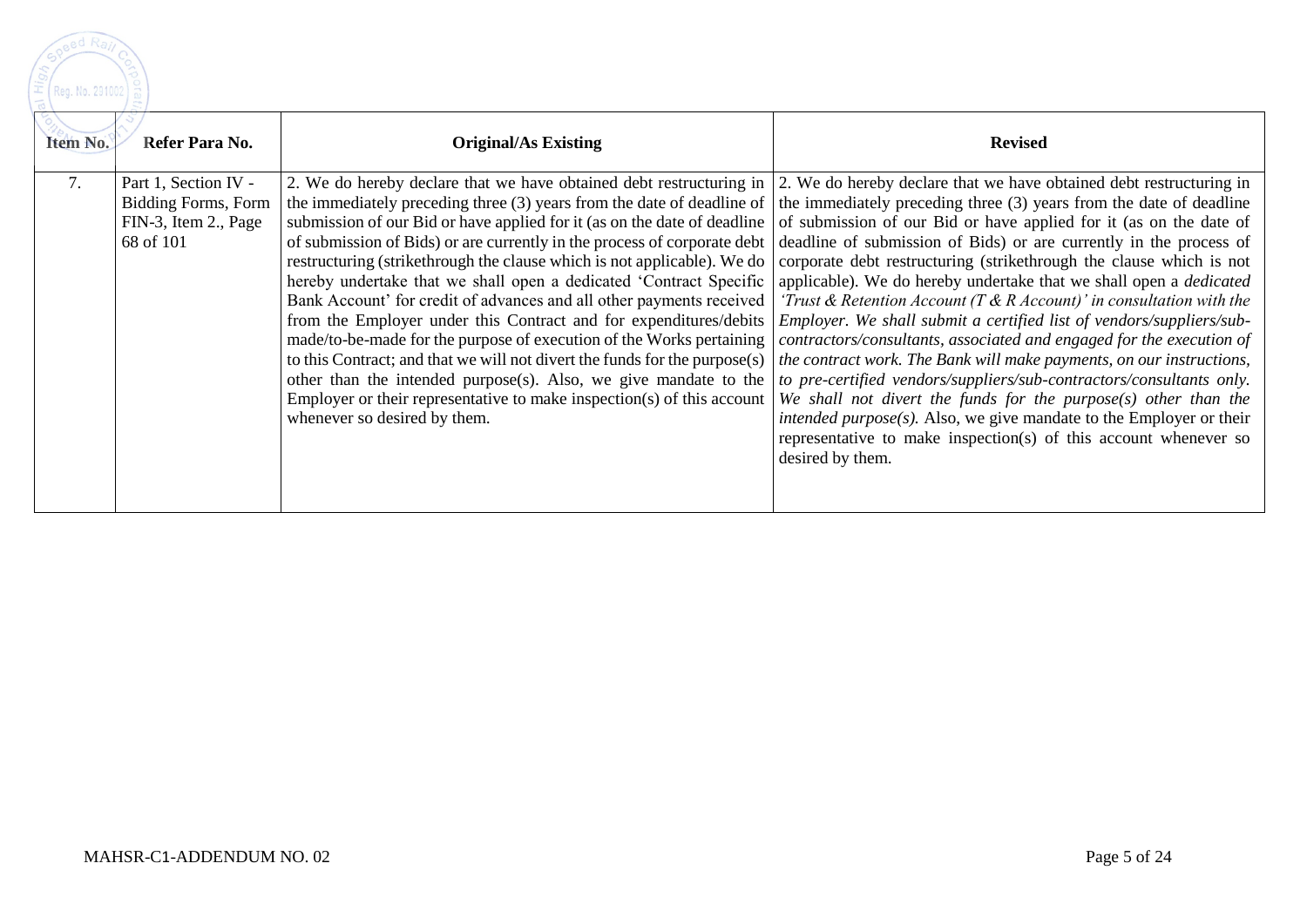| Item No. | Refer Para No. | Original/As Existing | Revised |
|---|---|---|---|
| 7. | Part 1, Section IV - Bidding Forms, Form FIN-3, Item 2., Page 68 of 101 | 2. We do hereby declare that we have obtained debt restructuring in the immediately preceding three (3) years from the date of deadline of submission of our Bid or have applied for it (as on the date of deadline of submission of Bids) or are currently in the process of corporate debt restructuring (strikethrough the clause which is not applicable). We do hereby undertake that we shall open a dedicated 'Contract Specific Bank Account' for credit of advances and all other payments received from the Employer under this Contract and for expenditures/debits made/to-be-made for the purpose of execution of the Works pertaining to this Contract; and that we will not divert the funds for the purpose(s) other than the intended purpose(s). Also, we give mandate to the Employer or their representative to make inspection(s) of this account whenever so desired by them. | 2. We do hereby declare that we have obtained debt restructuring in the immediately preceding three (3) years from the date of deadline of submission of our Bid or have applied for it (as on the date of deadline of submission of Bids) or are currently in the process of corporate debt restructuring (strikethrough the clause which is not applicable). We do hereby undertake that we shall open a *dedicated 'Trust & Retention Account (T & R Account)' in consultation with the Employer. We shall submit a certified list of vendors/suppliers/sub-contractors/consultants, associated and engaged for the execution of the contract work. The Bank will make payments, on our instructions, to pre-certified vendors/suppliers/sub-contractors/consultants only. We shall not divert the funds for the purpose(s) other than the intended purpose(s).* Also, we give mandate to the Employer or their representative to make inspection(s) of this account whenever so desired by them. |

MAHSR-C1-ADDENDUM NO. 02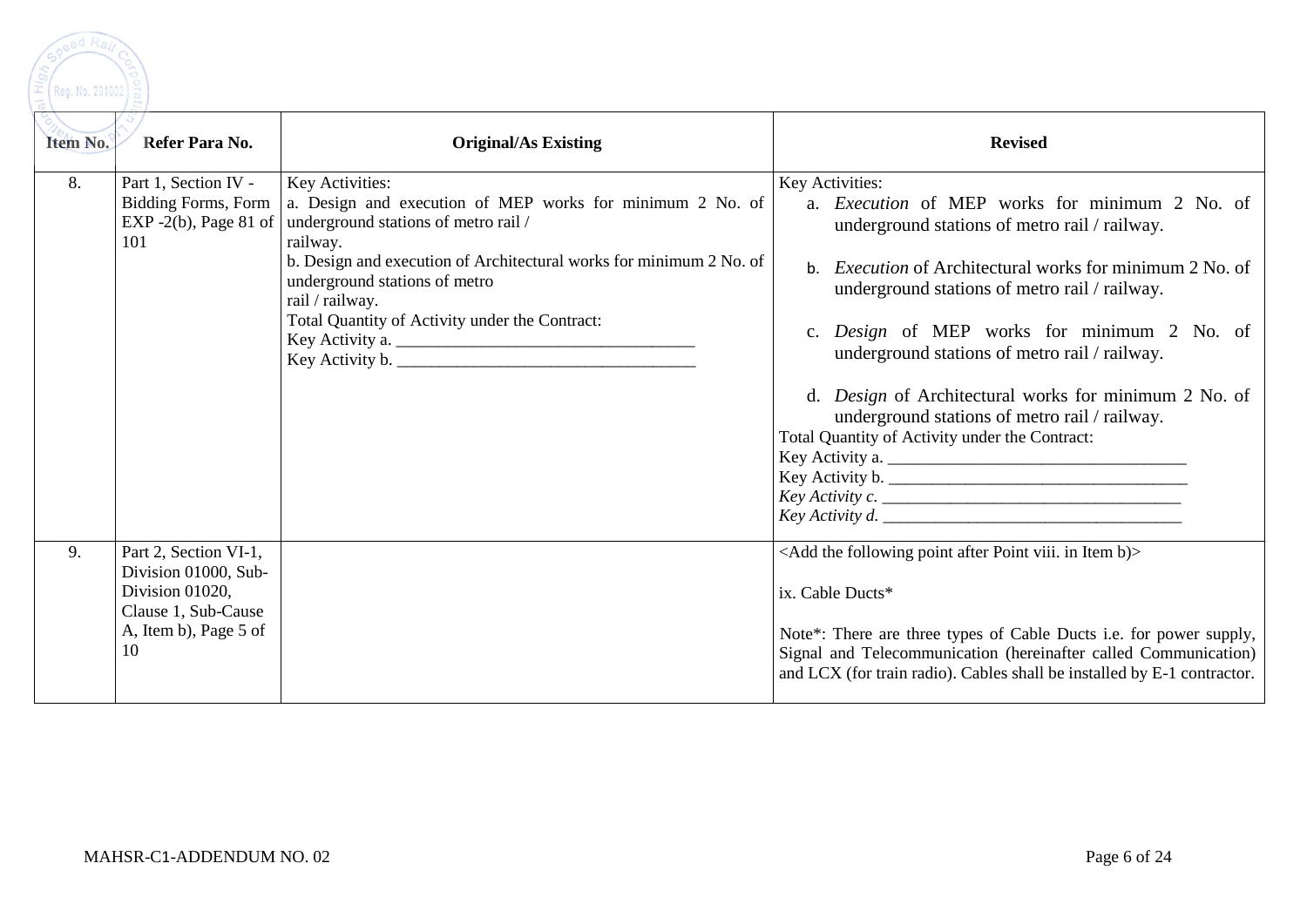| Item No. | Refer Para No. | Original/As Existing | Revised |
|---|---|---|---|
| 8. | Part 1, Section IV - Bidding Forms, Form EXP -2(b), Page 81 of 101 | Key Activities:<br>a. Design and execution of MEP works for minimum 2 No. of underground stations of metro rail / railway.<br>b. Design and execution of Architectural works for minimum 2 No. of underground stations of metro rail / railway.<br>Total Quantity of Activity under the Contract:<br>Key Activity a. ___________________________________<br>Key Activity b. ___________________________________ | Key Activities:<br>a. *Execution* of MEP works for minimum 2 No. of underground stations of metro rail / railway.<br>b. *Execution* of Architectural works for minimum 2 No. of underground stations of metro rail / railway.<br>c. *Design* of MEP works for minimum 2 No. of underground stations of metro rail / railway.<br>d. *Design* of Architectural works for minimum 2 No. of underground stations of metro rail / railway.<br>Total Quantity of Activity under the Contract:<br>Key Activity a. ___________________________________<br>Key Activity b. ___________________________________<br>*Key Activity c.* ___________________________________<br>*Key Activity d.* ___________________________________ |
| 9. | Part 2, Section VI-1, Division 01000, Sub-Division 01020, Clause 1, Sub-Cause A, Item b), Page 5 of 10 | | <Add the following point after Point viii. in Item b)><br><br>ix. Cable Ducts*<br><br>Note*: There are three types of Cable Ducts i.e. for power supply, Signal and Telecommunication (hereinafter called Communication) and LCX (for train radio). Cables shall be installed by E-1 contractor. |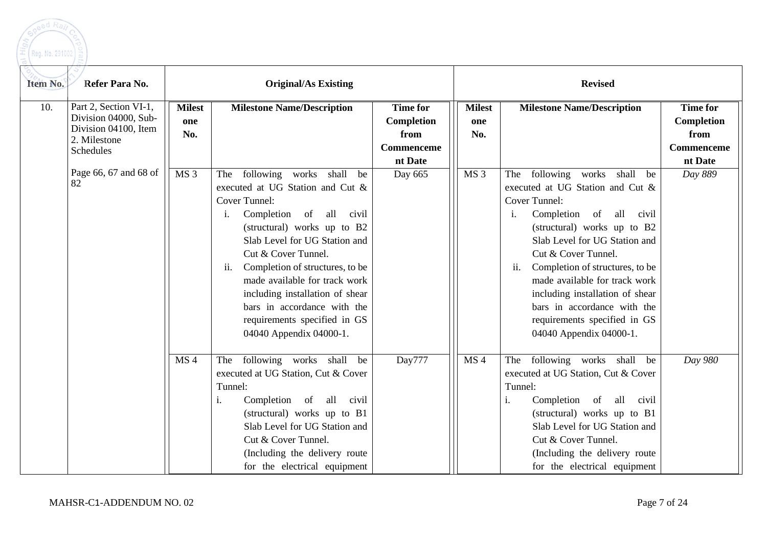| Item No. | Refer Para No. | Original/As Existing | | | Revised | | |
|---|---|---|---|---|---|---|---|
| | | Milestone No. | Milestone Name/Description | Time for Completion from Commencement Date | Milestone No. | Milestone Name/Description | Time for Completion from Commencement Date |
| 10. | Part 2, Section VI-1, Division 04000, Sub-Division 04100, Item 2. Milestone Schedules<br><br>Page 66, 67 and 68 of 82 | MS 3 | The following works shall be executed at UG Station and Cut & Cover Tunnel:<br>i. Completion of all civil (structural) works up to B2 Slab Level for UG Station and Cut & Cover Tunnel.<br>ii. Completion of structures, to be made available for track work including installation of shear bars in accordance with the requirements specified in GS 04040 Appendix 04000-1. | Day 665 | MS 3 | The following works shall be executed at UG Station and Cut & Cover Tunnel:<br>i. Completion of all civil (structural) works up to B2 Slab Level for UG Station and Cut & Cover Tunnel.<br>ii. Completion of structures, to be made available for track work including installation of shear bars in accordance with the requirements specified in GS 04040 Appendix 04000-1. | *Day 889* |
| | | MS 4 | The following works shall be executed at UG Station, Cut & Cover Tunnel:<br>i. Completion of all civil (structural) works up to B1 Slab Level for UG Station and Cut & Cover Tunnel.<br>(Including the delivery route for the electrical equipment | Day777 | MS 4 | The following works shall be executed at UG Station, Cut & Cover Tunnel:<br>i. Completion of all civil (structural) works up to B1 Slab Level for UG Station and Cut & Cover Tunnel.<br>(Including the delivery route for the electrical equipment | *Day 980* |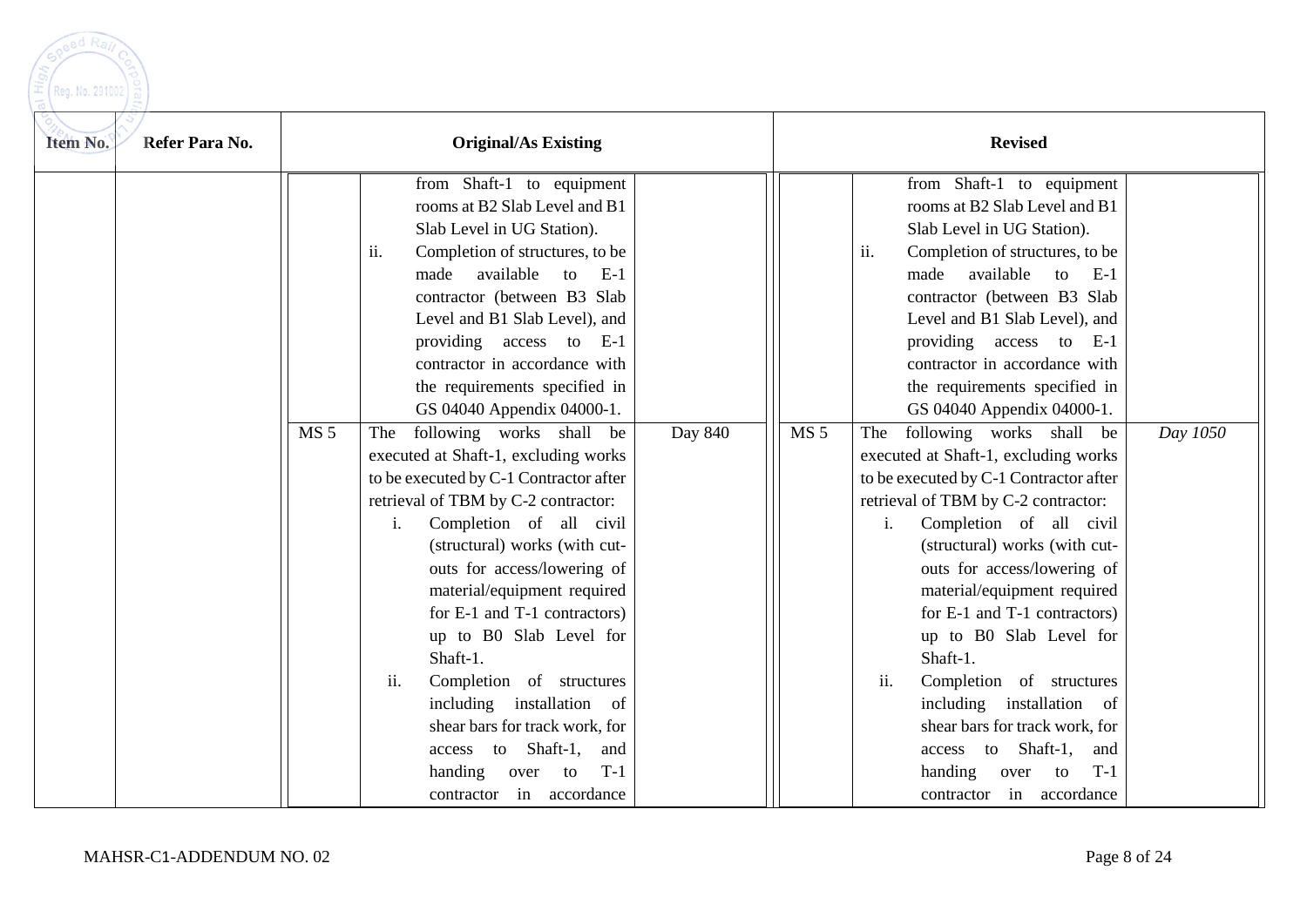| Item No. | Refer Para No. | Original/As Existing | | | Revised | | |
|---|---|---|---|---|---|---|---|
| | | | from Shaft-1 to equipment rooms at B2 Slab Level and B1 Slab Level in UG Station).<br>ii. Completion of structures, to be made available to E-1 contractor (between B3 Slab Level and B1 Slab Level), and providing access to E-1 contractor in accordance with the requirements specified in GS 04040 Appendix 04000-1. | | | from Shaft-1 to equipment rooms at B2 Slab Level and B1 Slab Level in UG Station).<br>ii. Completion of structures, to be made available to E-1 contractor (between B3 Slab Level and B1 Slab Level), and providing access to E-1 contractor in accordance with the requirements specified in GS 04040 Appendix 04000-1. | |
| | | MS 5 | The following works shall be executed at Shaft-1, excluding works to be executed by C-1 Contractor after retrieval of TBM by C-2 contractor:<br>i. Completion of all civil (structural) works (with cut-outs for access/lowering of material/equipment required for E-1 and T-1 contractors) up to B0 Slab Level for Shaft-1.<br>ii. Completion of structures including installation of shear bars for track work, for access to Shaft-1, and handing over to T-1 contractor in accordance | Day 840 | MS 5 | The following works shall be executed at Shaft-1, excluding works to be executed by C-1 Contractor after retrieval of TBM by C-2 contractor:<br>i. Completion of all civil (structural) works (with cut-outs for access/lowering of material/equipment required for E-1 and T-1 contractors) up to B0 Slab Level for Shaft-1.<br>ii. Completion of structures including installation of shear bars for track work, for access to Shaft-1, and handing over to T-1 contractor in accordance | *Day 1050* |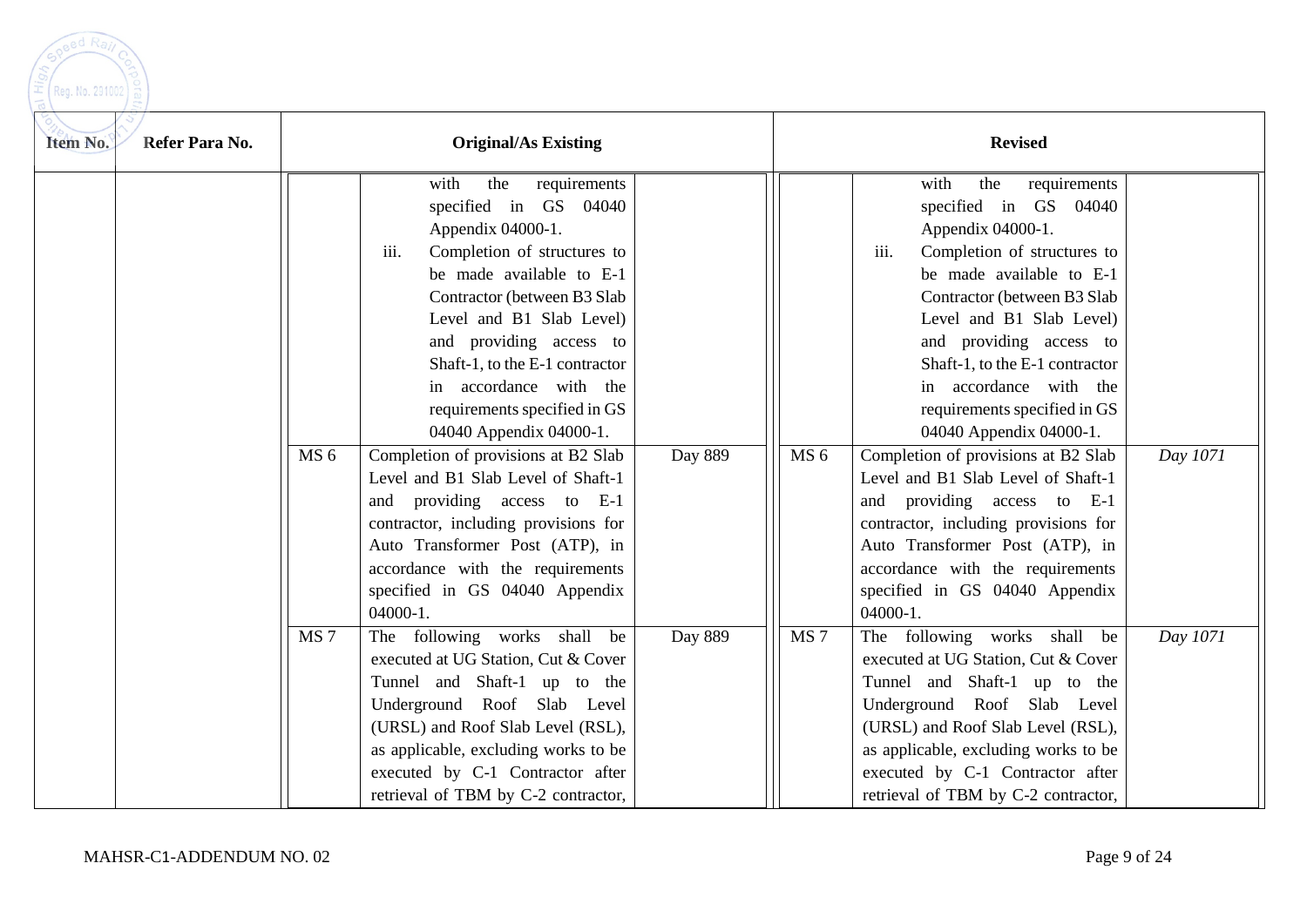| Item No. | Refer Para No. | Original/As Existing | | | Revised | | |
|---|---|---|---|---|---|---|---|
| | | | with the requirements specified in GS 04040 Appendix 04000-1.<br>iii. Completion of structures to be made available to E-1 Contractor (between B3 Slab Level and B1 Slab Level) and providing access to Shaft-1, to the E-1 contractor in accordance with the requirements specified in GS 04040 Appendix 04000-1. | | | with the requirements specified in GS 04040 Appendix 04000-1.<br>iii. Completion of structures to be made available to E-1 Contractor (between B3 Slab Level and B1 Slab Level) and providing access to Shaft-1, to the E-1 contractor in accordance with the requirements specified in GS 04040 Appendix 04000-1. | |
| | | MS 6 | Completion of provisions at B2 Slab Level and B1 Slab Level of Shaft-1 and providing access to E-1 contractor, including provisions for Auto Transformer Post (ATP), in accordance with the requirements specified in GS 04040 Appendix 04000-1. | Day 889 | MS 6 | Completion of provisions at B2 Slab Level and B1 Slab Level of Shaft-1 and providing access to E-1 contractor, including provisions for Auto Transformer Post (ATP), in accordance with the requirements specified in GS 04040 Appendix 04000-1. | *Day 1071* |
| | | MS 7 | The following works shall be executed at UG Station, Cut & Cover Tunnel and Shaft-1 up to the Underground Roof Slab Level (URSL) and Roof Slab Level (RSL), as applicable, excluding works to be executed by C-1 Contractor after retrieval of TBM by C-2 contractor, | Day 889 | MS 7 | The following works shall be executed at UG Station, Cut & Cover Tunnel and Shaft-1 up to the Underground Roof Slab Level (URSL) and Roof Slab Level (RSL), as applicable, excluding works to be executed by C-1 Contractor after retrieval of TBM by C-2 contractor, | *Day 1071* |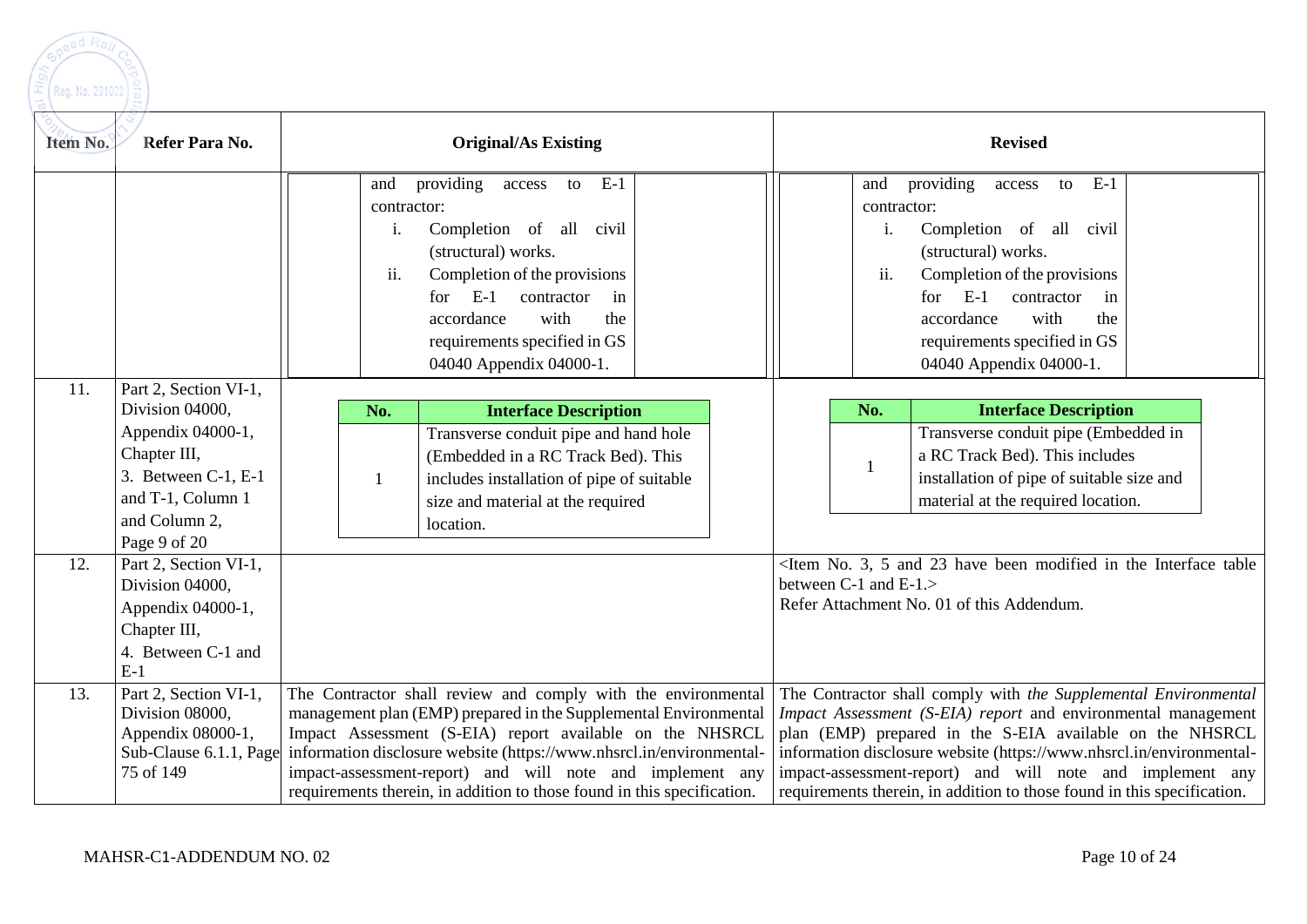| Item No. | Refer Para No. | Original/As Existing | Revised |
|---|---|---|---|
| | | and providing access to E-1 contractor:<br>i. Completion of all civil (structural) works.<br>ii. Completion of the provisions for E-1 contractor in accordance with the requirements specified in GS 04040 Appendix 04000-1. | and providing access to E-1 contractor:<br>i. Completion of all civil (structural) works.<br>ii. Completion of the provisions for E-1 contractor in accordance with the requirements specified in GS 04040 Appendix 04000-1. |
| 11. | Part 2, Section VI-1, Division 04000, Appendix 04000-1, Chapter III, 3. Between C-1, E-1 and T-1, Column 1 and Column 2, Page 9 of 20 | **No.** / **Interface Description**<br>1 / Transverse conduit pipe and hand hole (Embedded in a RC Track Bed). This includes installation of pipe of suitable size and material at the required location. | **No.** / **Interface Description**<br>1 / Transverse conduit pipe (Embedded in a RC Track Bed). This includes installation of pipe of suitable size and material at the required location. |
| 12. | Part 2, Section VI-1, Division 04000, Appendix 04000-1, Chapter III, 4. Between C-1 and E-1 | | <Item No. 3, 5 and 23 have been modified in the Interface table between C-1 and E-1.><br>Refer Attachment No. 01 of this Addendum. |
| 13. | Part 2, Section VI-1, Division 08000, Appendix 08000-1, Sub-Clause 6.1.1, Page 75 of 149 | The Contractor shall review and comply with the environmental management plan (EMP) prepared in the Supplemental Environmental Impact Assessment (S-EIA) report available on the NHSRCL information disclosure website (https://www.nhsrcl.in/environmental-impact-assessment-report) and will note and implement any requirements therein, in addition to those found in this specification. | The Contractor shall comply with *the Supplemental Environmental Impact Assessment (S-EIA) report* and environmental management plan (EMP) prepared in the S-EIA available on the NHSRCL information disclosure website (https://www.nhsrcl.in/environmental-impact-assessment-report) and will note and implement any requirements therein, in addition to those found in this specification. |

MAHSR-C1-ADDENDUM NO. 02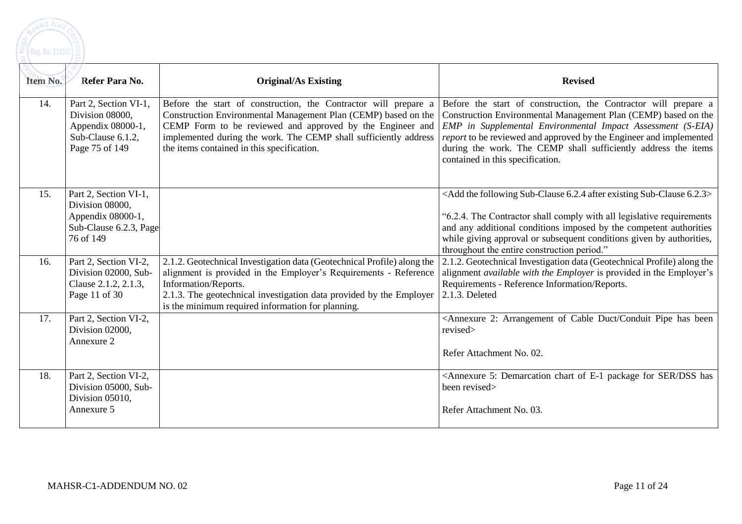| Item No. | Refer Para No. | Original/As Existing | Revised |
|---|---|---|---|
| 14. | Part 2, Section VI-1, Division 08000, Appendix 08000-1, Sub-Clause 6.1.2, Page 75 of 149 | Before the start of construction, the Contractor will prepare a Construction Environmental Management Plan (CEMP) based on the CEMP Form to be reviewed and approved by the Engineer and implemented during the work. The CEMP shall sufficiently address the items contained in this specification. | Before the start of construction, the Contractor will prepare a Construction Environmental Management Plan (CEMP) based on the *EMP in Supplemental Environmental Impact Assessment (S-EIA) report* to be reviewed and approved by the Engineer and implemented during the work. The CEMP shall sufficiently address the items contained in this specification. |
| 15. | Part 2, Section VI-1, Division 08000, Appendix 08000-1, Sub-Clause 6.2.3, Page 76 of 149 | | <Add the following Sub-Clause 6.2.4 after existing Sub-Clause 6.2.3><br><br>"6.2.4. The Contractor shall comply with all legislative requirements and any additional conditions imposed by the competent authorities while giving approval or subsequent conditions given by authorities, throughout the entire construction period." |
| 16. | Part 2, Section VI-2, Division 02000, Sub-Clause 2.1.2, 2.1.3, Page 11 of 30 | 2.1.2. Geotechnical Investigation data (Geotechnical Profile) along the alignment is provided in the Employer's Requirements - Reference Information/Reports.<br>2.1.3. The geotechnical investigation data provided by the Employer is the minimum required information for planning. | 2.1.2. Geotechnical Investigation data (Geotechnical Profile) along the alignment *available with the Employer* is provided in the Employer's Requirements - Reference Information/Reports.<br>2.1.3. Deleted |
| 17. | Part 2, Section VI-2, Division 02000, Annexure 2 | | <Annexure 2: Arrangement of Cable Duct/Conduit Pipe has been revised><br><br>Refer Attachment No. 02. |
| 18. | Part 2, Section VI-2, Division 05000, Sub-Division 05010, Annexure 5 | | <Annexure 5: Demarcation chart of E-1 package for SER/DSS has been revised><br><br>Refer Attachment No. 03. |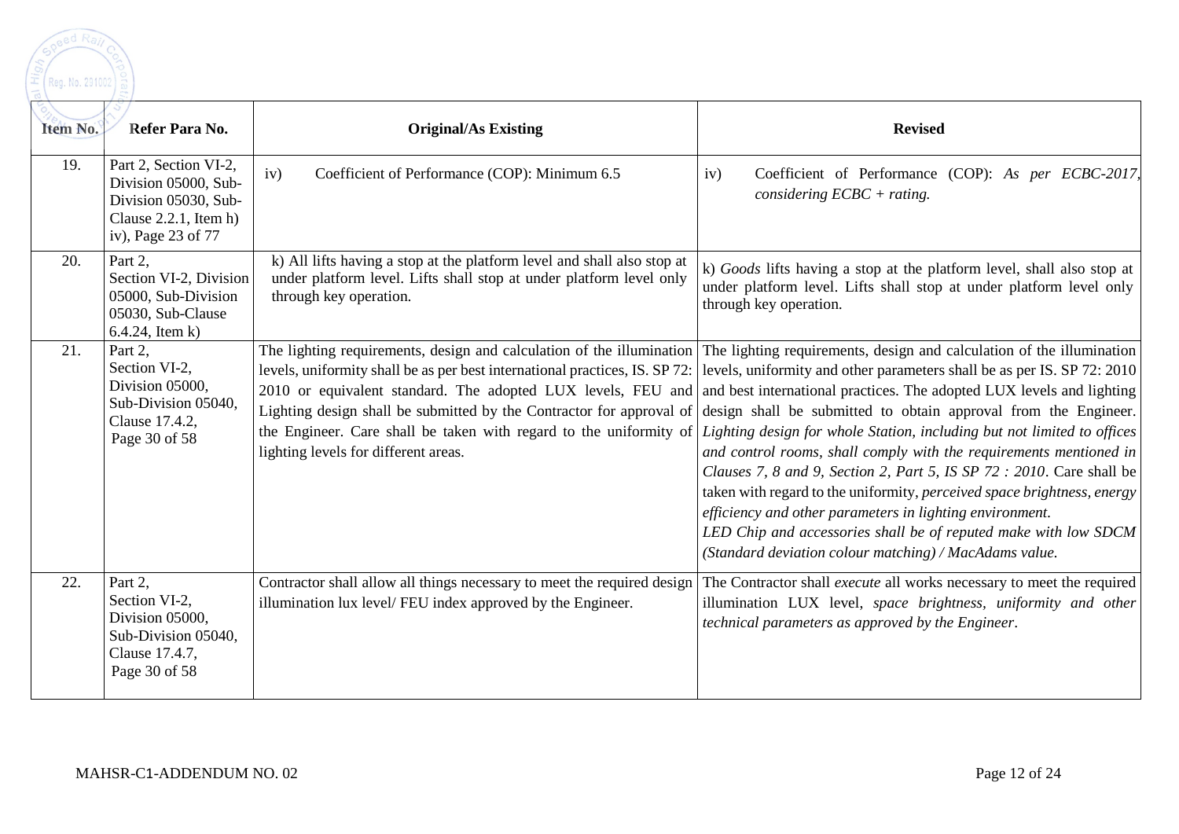| Item No. | Refer Para No. | Original/As Existing | Revised |
|---|---|---|---|
| 19. | Part 2, Section VI-2, Division 05000, Sub-Division 05030, Sub-Clause 2.2.1, Item h) iv), Page 23 of 77 | iv) Coefficient of Performance (COP): Minimum 6.5 | iv) Coefficient of Performance (COP): *As per ECBC-2017, considering ECBC + rating.* |
| 20. | Part 2, Section VI-2, Division 05000, Sub-Division 05030, Sub-Clause 6.4.24, Item k) | k) All lifts having a stop at the platform level and shall also stop at under platform level. Lifts shall stop at under platform level only through key operation. | k) *Goods* lifts having a stop at the platform level, shall also stop at under platform level. Lifts shall stop at under platform level only through key operation. |
| 21. | Part 2, Section VI-2, Division 05000, Sub-Division 05040, Clause 17.4.2, Page 30 of 58 | The lighting requirements, design and calculation of the illumination levels, uniformity shall be as per best international practices, IS. SP 72: 2010 or equivalent standard. The adopted LUX levels, FEU and Lighting design shall be submitted by the Contractor for approval of the Engineer. Care shall be taken with regard to the uniformity of lighting levels for different areas. | The lighting requirements, design and calculation of the illumination levels, uniformity and other parameters shall be as per IS. SP 72: 2010 and best international practices. The adopted LUX levels and lighting design shall be submitted to obtain approval from the Engineer. *Lighting design for whole Station, including but not limited to offices and control rooms, shall comply with the requirements mentioned in Clauses 7, 8 and 9, Section 2, Part 5, IS SP 72 : 2010*. Care shall be taken with regard to the uniformity, *perceived space brightness, energy efficiency and other parameters in lighting environment.*<br>*LED Chip and accessories shall be of reputed make with low SDCM (Standard deviation colour matching) / MacAdams value.* |
| 22. | Part 2, Section VI-2, Division 05000, Sub-Division 05040, Clause 17.4.7, Page 30 of 58 | Contractor shall allow all things necessary to meet the required design illumination lux level/ FEU index approved by the Engineer. | The Contractor shall *execute* all works necessary to meet the required illumination LUX level, *space brightness, uniformity and other technical parameters as approved by the Engineer*. |

MAHSR-C1-ADDENDUM NO. 02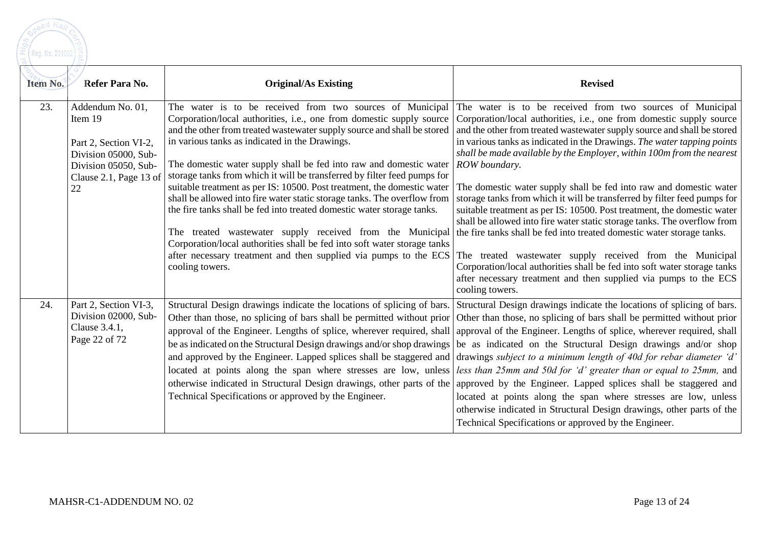| Item No. | Refer Para No. | Original/As Existing | Revised |
|---|---|---|---|
| 23. | Addendum No. 01, Item 19<br><br>Part 2, Section VI-2, Division 05000, Sub-Division 05050, Sub-Clause 2.1, Page 13 of 22 | The water is to be received from two sources of Municipal Corporation/local authorities, i.e., one from domestic supply source and the other from treated wastewater supply source and shall be stored in various tanks as indicated in the Drawings.<br><br>The domestic water supply shall be fed into raw and domestic water storage tanks from which it will be transferred by filter feed pumps for suitable treatment as per IS: 10500. Post treatment, the domestic water shall be allowed into fire water static storage tanks. The overflow from the fire tanks shall be fed into treated domestic water storage tanks.<br><br>The treated wastewater supply received from the Municipal Corporation/local authorities shall be fed into soft water storage tanks after necessary treatment and then supplied via pumps to the ECS cooling towers. | The water is to be received from two sources of Municipal Corporation/local authorities, i.e., one from domestic supply source and the other from treated wastewater supply source and shall be stored in various tanks as indicated in the Drawings. *The water tapping points shall be made available by the Employer, within 100m from the nearest ROW boundary.*<br><br>The domestic water supply shall be fed into raw and domestic water storage tanks from which it will be transferred by filter feed pumps for suitable treatment as per IS: 10500. Post treatment, the domestic water shall be allowed into fire water static storage tanks. The overflow from the fire tanks shall be fed into treated domestic water storage tanks.<br><br>The treated wastewater supply received from the Municipal Corporation/local authorities shall be fed into soft water storage tanks after necessary treatment and then supplied via pumps to the ECS cooling towers. |
| 24. | Part 2, Section VI-3, Division 02000, Sub-Clause 3.4.1, Page 22 of 72 | Structural Design drawings indicate the locations of splicing of bars. Other than those, no splicing of bars shall be permitted without prior approval of the Engineer. Lengths of splice, wherever required, shall be as indicated on the Structural Design drawings and/or shop drawings and approved by the Engineer. Lapped splices shall be staggered and located at points along the span where stresses are low, unless otherwise indicated in Structural Design drawings, other parts of the Technical Specifications or approved by the Engineer. | Structural Design drawings indicate the locations of splicing of bars. Other than those, no splicing of bars shall be permitted without prior approval of the Engineer. Lengths of splice, wherever required, shall be as indicated on the Structural Design drawings and/or shop drawings *subject to a minimum length of 40d for rebar diameter 'd' less than 25mm and 50d for 'd' greater than or equal to 25mm,* and approved by the Engineer. Lapped splices shall be staggered and located at points along the span where stresses are low, unless otherwise indicated in Structural Design drawings, other parts of the Technical Specifications or approved by the Engineer. |

MAHSR-C1-ADDENDUM NO. 02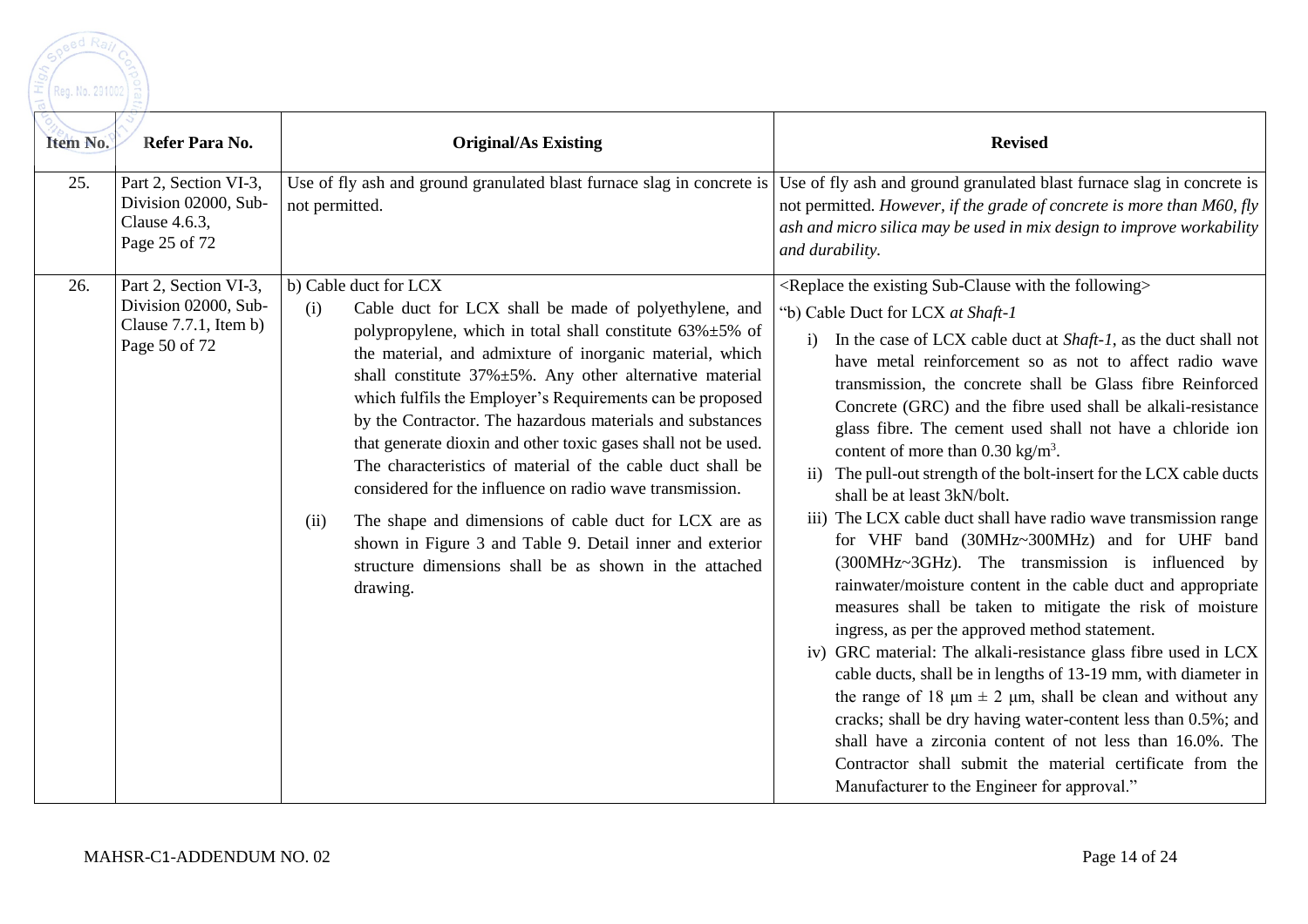| Item No. | Refer Para No. | Original/As Existing | Revised |
|---|---|---|---|
| 25. | Part 2, Section VI-3, Division 02000, Sub-Clause 4.6.3, Page 25 of 72 | Use of fly ash and ground granulated blast furnace slag in concrete is not permitted. | Use of fly ash and ground granulated blast furnace slag in concrete is not permitted. *However, if the grade of concrete is more than M60, fly ash and micro silica may be used in mix design to improve workability and durability.* |
| 26. | Part 2, Section VI-3, Division 02000, Sub-Clause 7.7.1, Item b) Page 50 of 72 | b) Cable duct for LCX<br>(i) Cable duct for LCX shall be made of polyethylene, and polypropylene, which in total shall constitute 63%±5% of the material, and admixture of inorganic material, which shall constitute 37%±5%. Any other alternative material which fulfils the Employer's Requirements can be proposed by the Contractor. The hazardous materials and substances that generate dioxin and other toxic gases shall not be used. The characteristics of material of the cable duct shall be considered for the influence on radio wave transmission.<br>(ii) The shape and dimensions of cable duct for LCX are as shown in Figure 3 and Table 9. Detail inner and exterior structure dimensions shall be as shown in the attached drawing. | <Replace the existing Sub-Clause with the following><br>"b) Cable Duct for LCX *at Shaft-1*<br>i) In the case of LCX cable duct at *Shaft-1*, as the duct shall not have metal reinforcement so as not to affect radio wave transmission, the concrete shall be Glass fibre Reinforced Concrete (GRC) and the fibre used shall be alkali-resistance glass fibre. The cement used shall not have a chloride ion content of more than 0.30 kg/m$^3$.<br>ii) The pull-out strength of the bolt-insert for the LCX cable ducts shall be at least 3kN/bolt.<br>iii) The LCX cable duct shall have radio wave transmission range for VHF band (30MHz~300MHz) and for UHF band (300MHz~3GHz). The transmission is influenced by rainwater/moisture content in the cable duct and appropriate measures shall be taken to mitigate the risk of moisture ingress, as per the approved method statement.<br>iv) GRC material: The alkali-resistance glass fibre used in LCX cable ducts, shall be in lengths of 13-19 mm, with diameter in the range of 18 μm ± 2 μm, shall be clean and without any cracks; shall be dry having water-content less than 0.5%; and shall have a zirconia content of not less than 16.0%. The Contractor shall submit the material certificate from the Manufacturer to the Engineer for approval." |

MAHSR-C1-ADDENDUM NO. 02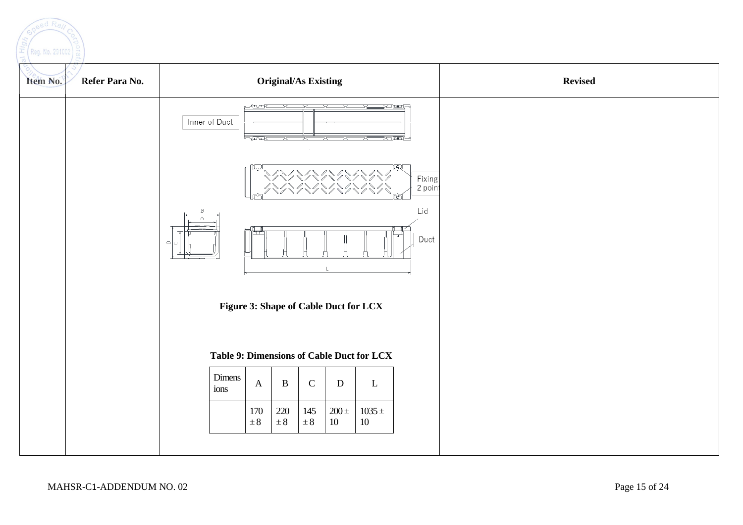| Item No. | Refer Para No. | Original/As Existing | Revised |
|---|---|---|---|
| | | Inner of Duct<br>Fixing 2 point<br>Lid<br>Duct<br>**Figure 3: Shape of Cable Duct for LCX**<br><br>**Table 9: Dimensions of Cable Duct for LCX**<br><br>Dimensions: A = 170 ± 8; B = 220 ± 8; C = 145 ± 8; D = 200 ± 10; L = 1035 ± 10 | |

**Table 9: Dimensions of Cable Duct for LCX**

| Dimensions | A | B | C | D | L |
|---|---|---|---|---|---|
| | 170 ± 8 | 220 ± 8 | 145 ± 8 | 200 ± 10 | 1035 ± 10 |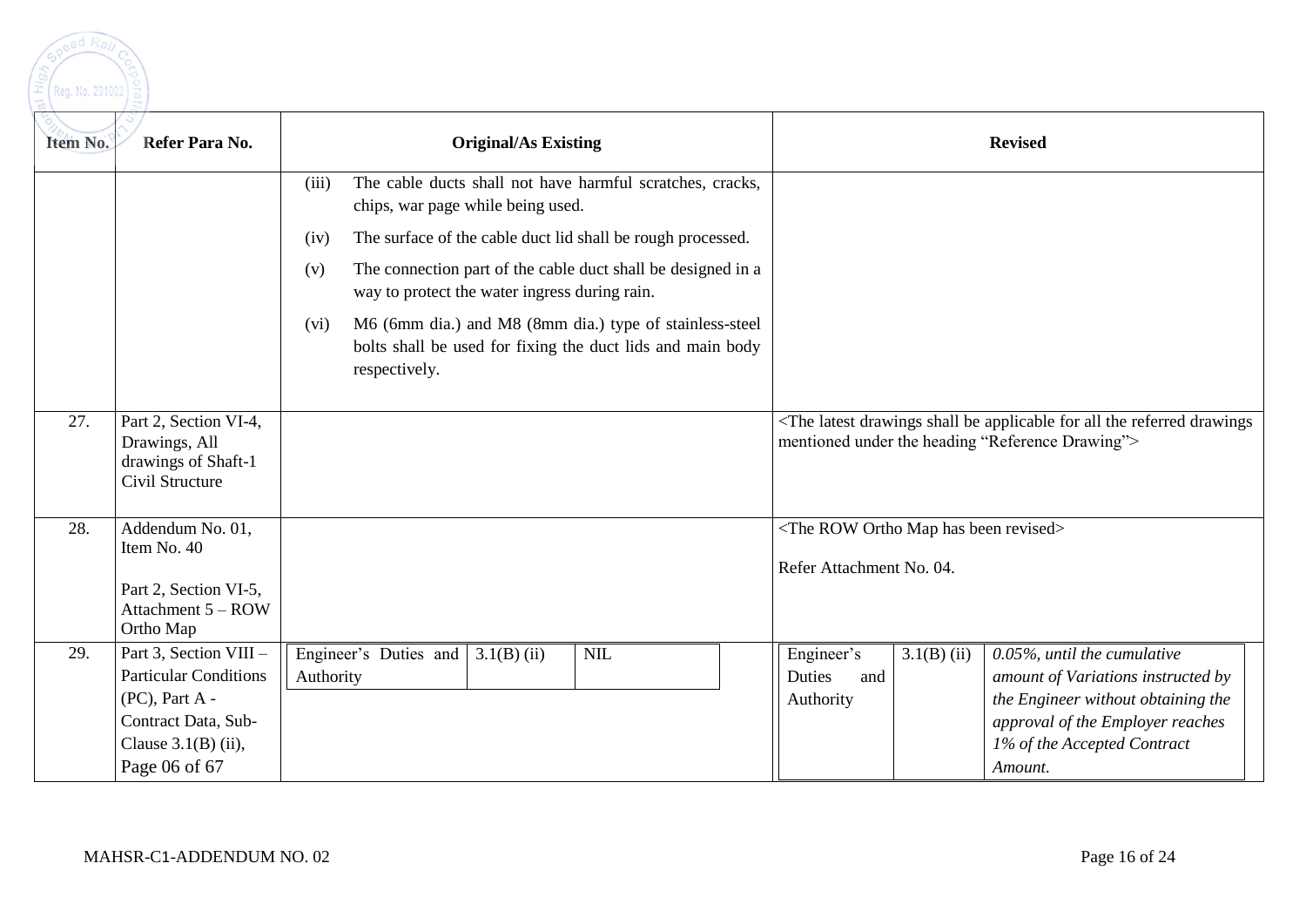| Item No. | Refer Para No. | Original/As Existing | Revised |
|---|---|---|---|
| | | (iii) The cable ducts shall not have harmful scratches, cracks, chips, war page while being used.<br>(iv) The surface of the cable duct lid shall be rough processed.<br>(v) The connection part of the cable duct shall be designed in a way to protect the water ingress during rain.<br>(vi) M6 (6mm dia.) and M8 (8mm dia.) type of stainless-steel bolts shall be used for fixing the duct lids and main body respectively. | |
| 27. | Part 2, Section VI-4, Drawings, All drawings of Shaft-1 Civil Structure | | <The latest drawings shall be applicable for all the referred drawings mentioned under the heading "Reference Drawing"> |
| 28. | Addendum No. 01, Item No. 40<br><br>Part 2, Section VI-5, Attachment 5 – ROW Ortho Map | | <The ROW Ortho Map has been revised><br><br>Refer Attachment No. 04. |
| 29. | Part 3, Section VIII – Particular Conditions (PC), Part A - Contract Data, Sub-Clause 3.1(B) (ii), Page 06 of 67 | Engineer's Duties and Authority \| 3.1(B) (ii) \| NIL | Engineer's Duties and Authority \| 3.1(B) (ii) \| *0.05%, until the cumulative amount of Variations instructed by the Engineer without obtaining the approval of the Employer reaches 1% of the Accepted Contract Amount.* |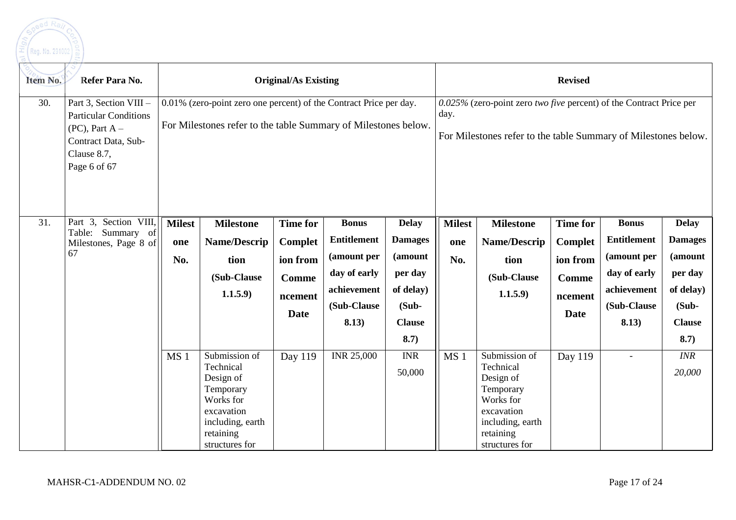| Item No. | Refer Para No. | Original/As Existing | | | | | Revised | | | | |
|---|---|---|---|---|---|---|---|---|---|---|---|
| 30. | Part 3, Section VIII – Particular Conditions (PC), Part A – Contract Data, Sub-Clause 8.7, Page 6 of 67 | 0.01% (zero-point zero one percent) of the Contract Price per day. For Milestones refer to the table Summary of Milestones below. | | | | | *0.025%* (zero-point zero *two five* percent) of the Contract Price per day. For Milestones refer to the table Summary of Milestones below. | | | | |
| 31. | Part 3, Section VIII, Table: Summary of Milestones, Page 8 of 67 | **Milestone No.** | **Milestone Name/Description (Sub-Clause 1.1.5.9)** | **Time for Completion from Commencement Date** | **Bonus Entitlement (amount per day of early achievement (Sub-Clause 8.13)** | **Delay Damages (amount per day of delay) (Sub-Clause 8.7)** | **Milestone No.** | **Milestone Name/Description (Sub-Clause 1.1.5.9)** | **Time for Completion from Commencement Date** | **Bonus Entitlement (amount per day of early achievement (Sub-Clause 8.13)** | **Delay Damages (amount per day of delay) (Sub-Clause 8.7)** |
| | | MS 1 | Submission of Technical Design of Temporary Works for excavation including, earth retaining structures for | Day 119 | INR 25,000 | INR 50,000 | MS 1 | Submission of Technical Design of Temporary Works for excavation including, earth retaining structures for | Day 119 | - | *INR 20,000* |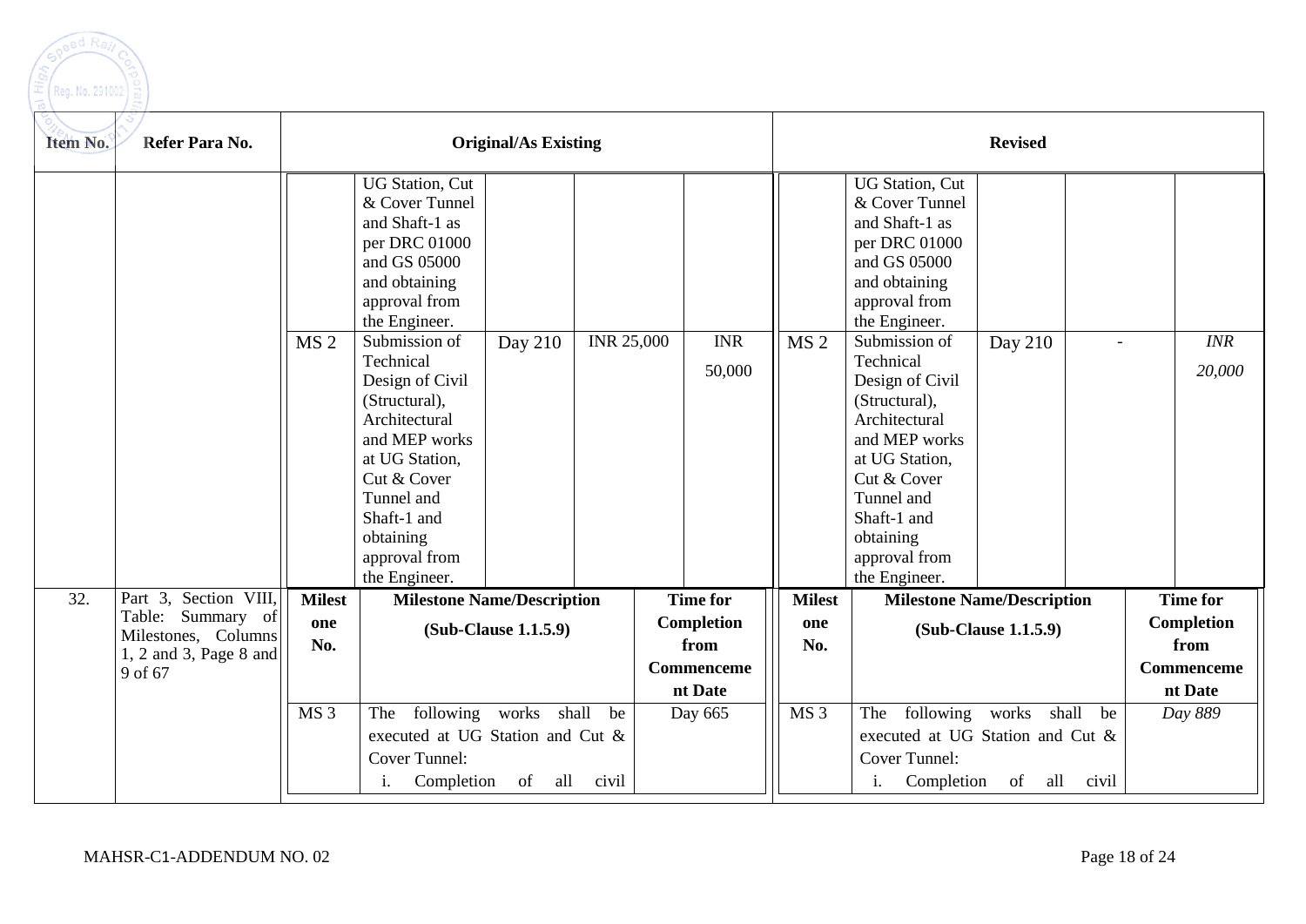| Item No. | Refer Para No. | Original/As Existing | Revised |
|---|---|---|---|
| | | | UG Station, Cut & Cover Tunnel and Shaft-1 as per DRC 01000 and GS 05000 and obtaining approval from the Engineer. | | | | | UG Station, Cut & Cover Tunnel and Shaft-1 as per DRC 01000 and GS 05000 and obtaining approval from the Engineer. | | | |

| Item No. | Refer Para No. | | Original/As Existing | | | | | Revised | | | |
|---|---|---|---|---|---|---|---|---|---|---|---|
| | | | UG Station, Cut & Cover Tunnel and Shaft-1 as per DRC 01000 and GS 05000 and obtaining approval from the Engineer. | | | | | UG Station, Cut & Cover Tunnel and Shaft-1 as per DRC 01000 and GS 05000 and obtaining approval from the Engineer. | | | |
| | | MS 2 | Submission of Technical Design of Civil (Structural), Architectural and MEP works at UG Station, Cut & Cover Tunnel and Shaft-1 and obtaining approval from the Engineer. | Day 210 | INR 25,000 | INR 50,000 | MS 2 | Submission of Technical Design of Civil (Structural), Architectural and MEP works at UG Station, Cut & Cover Tunnel and Shaft-1 and obtaining approval from the Engineer. | Day 210 | - | *INR 20,000* |
| 32. | Part 3, Section VIII, Table: Summary of Milestones, Columns 1, 2 and 3, Page 8 and 9 of 67 | **Milestone No.** | **Milestone Name/Description (Sub-Clause 1.1.5.9)** | | | **Time for Completion from Commencement Date** | **Milestone No.** | **Milestone Name/Description (Sub-Clause 1.1.5.9)** | | | **Time for Completion from Commencement Date** |
| | | MS 3 | The following works shall be executed at UG Station and Cut & Cover Tunnel:<br>i. Completion of all civil | | | Day 665 | MS 3 | The following works shall be executed at UG Station and Cut & Cover Tunnel:<br>i. Completion of all civil | | | *Day 889* |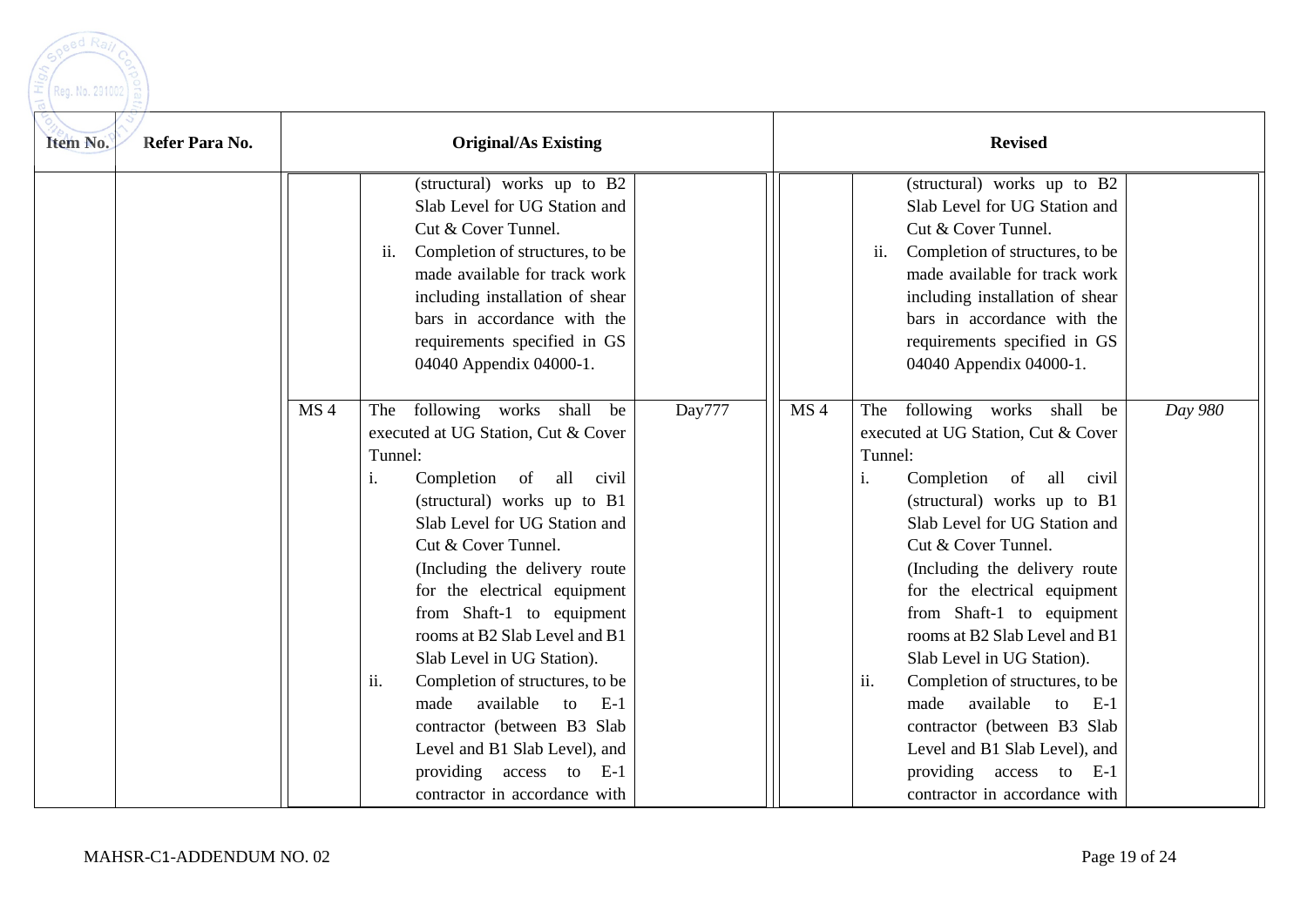| Item No. | Refer Para No. | Original/As Existing | | | Revised | | |
|---|---|---|---|---|---|---|---|
| | | | (structural) works up to B2 Slab Level for UG Station and Cut & Cover Tunnel.<br>ii. Completion of structures, to be made available for track work including installation of shear bars in accordance with the requirements specified in GS 04040 Appendix 04000-1. | | | (structural) works up to B2 Slab Level for UG Station and Cut & Cover Tunnel.<br>ii. Completion of structures, to be made available for track work including installation of shear bars in accordance with the requirements specified in GS 04040 Appendix 04000-1. | |
| | | MS 4 | The following works shall be executed at UG Station, Cut & Cover Tunnel:<br>i. Completion of all civil (structural) works up to B1 Slab Level for UG Station and Cut & Cover Tunnel. (Including the delivery route for the electrical equipment from Shaft-1 to equipment rooms at B2 Slab Level and B1 Slab Level in UG Station).<br>ii. Completion of structures, to be made available to E-1 contractor (between B3 Slab Level and B1 Slab Level), and providing access to E-1 contractor in accordance with | Day777 | MS 4 | The following works shall be executed at UG Station, Cut & Cover Tunnel:<br>i. Completion of all civil (structural) works up to B1 Slab Level for UG Station and Cut & Cover Tunnel. (Including the delivery route for the electrical equipment from Shaft-1 to equipment rooms at B2 Slab Level and B1 Slab Level in UG Station).<br>ii. Completion of structures, to be made available to E-1 contractor (between B3 Slab Level and B1 Slab Level), and providing access to E-1 contractor in accordance with | *Day 980* |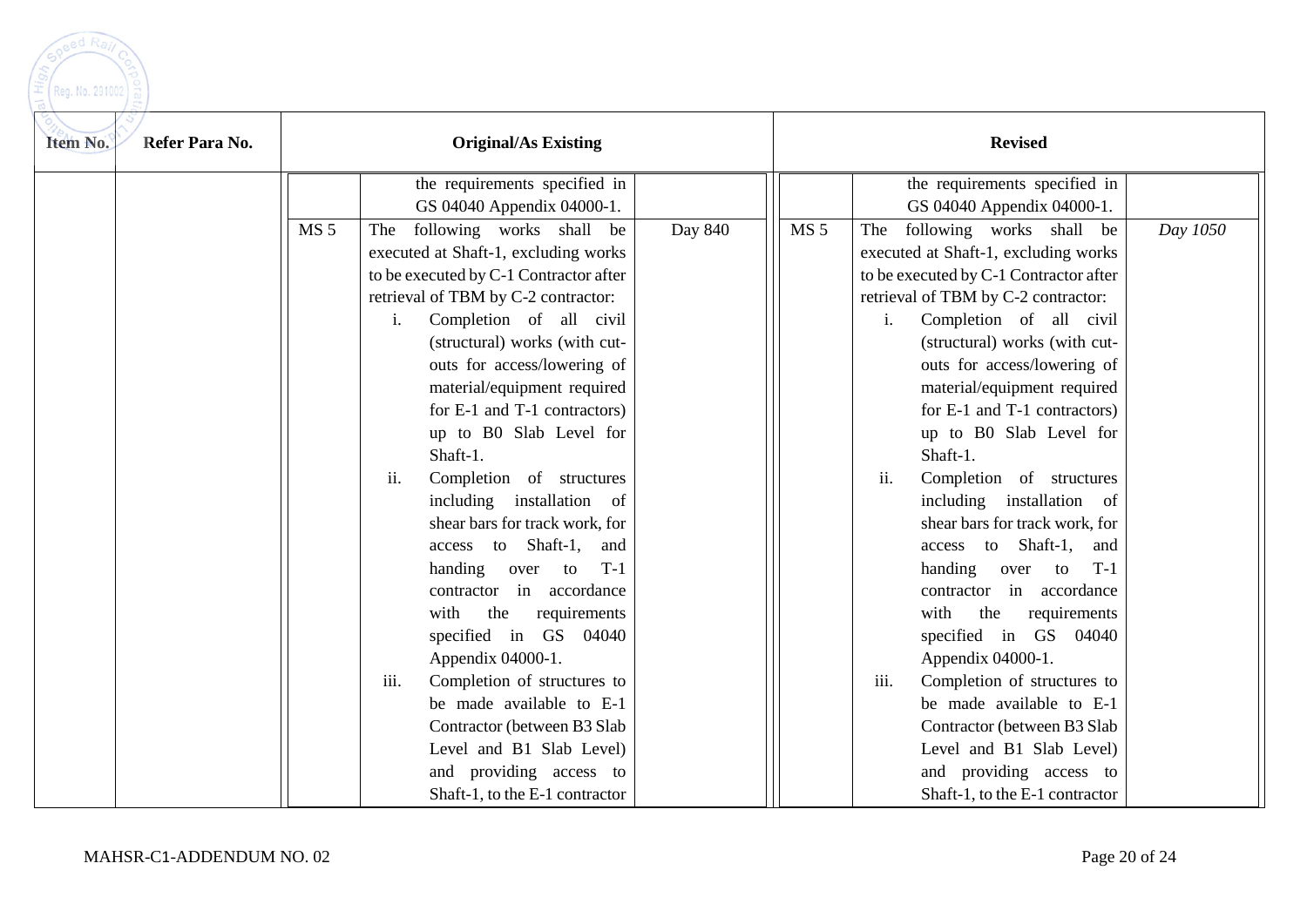| Item No. | Refer Para No. | Original/As Existing | | | Revised | | |
|---|---|---|---|---|---|---|---|
| | | | the requirements specified in GS 04040 Appendix 04000-1. | | | the requirements specified in GS 04040 Appendix 04000-1. | |
| | | MS 5 | The following works shall be executed at Shaft-1, excluding works to be executed by C-1 Contractor after retrieval of TBM by C-2 contractor:<br>i. Completion of all civil (structural) works (with cut-outs for access/lowering of material/equipment required for E-1 and T-1 contractors) up to B0 Slab Level for Shaft-1.<br>ii. Completion of structures including installation of shear bars for track work, for access to Shaft-1, and handing over to T-1 contractor in accordance with the requirements specified in GS 04040 Appendix 04000-1.<br>iii. Completion of structures to be made available to E-1 Contractor (between B3 Slab Level and B1 Slab Level) and providing access to Shaft-1, to the E-1 contractor | Day 840 | MS 5 | The following works shall be executed at Shaft-1, excluding works to be executed by C-1 Contractor after retrieval of TBM by C-2 contractor:<br>i. Completion of all civil (structural) works (with cut-outs for access/lowering of material/equipment required for E-1 and T-1 contractors) up to B0 Slab Level for Shaft-1.<br>ii. Completion of structures including installation of shear bars for track work, for access to Shaft-1, and handing over to T-1 contractor in accordance with the requirements specified in GS 04040 Appendix 04000-1.<br>iii. Completion of structures to be made available to E-1 Contractor (between B3 Slab Level and B1 Slab Level) and providing access to Shaft-1, to the E-1 contractor | *Day 1050* |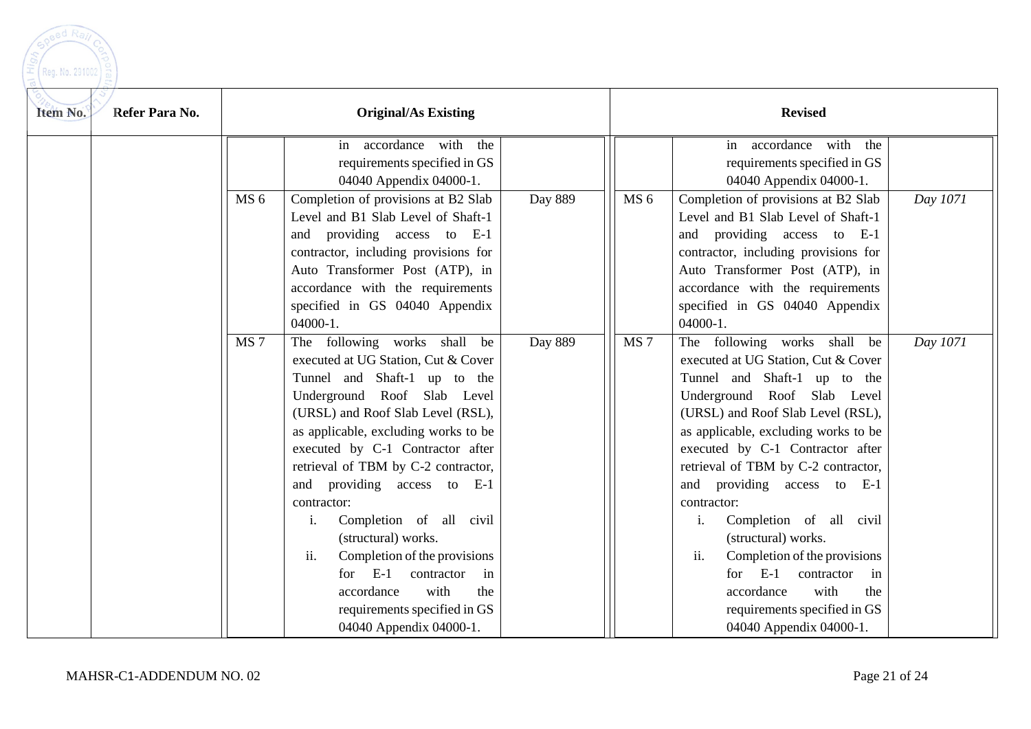| Item No. | Refer Para No. | Original/As Existing | | | Revised | | |
|---|---|---|---|---|---|---|---|
| | | | in accordance with the requirements specified in GS 04040 Appendix 04000-1. | | | in accordance with the requirements specified in GS 04040 Appendix 04000-1. | |
| | | MS 6 | Completion of provisions at B2 Slab Level and B1 Slab Level of Shaft-1 and providing access to E-1 contractor, including provisions for Auto Transformer Post (ATP), in accordance with the requirements specified in GS 04040 Appendix 04000-1. | Day 889 | MS 6 | Completion of provisions at B2 Slab Level and B1 Slab Level of Shaft-1 and providing access to E-1 contractor, including provisions for Auto Transformer Post (ATP), in accordance with the requirements specified in GS 04040 Appendix 04000-1. | *Day 1071* |
| | | MS 7 | The following works shall be executed at UG Station, Cut & Cover Tunnel and Shaft-1 up to the Underground Roof Slab Level (URSL) and Roof Slab Level (RSL), as applicable, excluding works to be executed by C-1 Contractor after retrieval of TBM by C-2 contractor, and providing access to E-1 contractor:<br>i. Completion of all civil (structural) works.<br>ii. Completion of the provisions for E-1 contractor in accordance with the requirements specified in GS 04040 Appendix 04000-1. | Day 889 | MS 7 | The following works shall be executed at UG Station, Cut & Cover Tunnel and Shaft-1 up to the Underground Roof Slab Level (URSL) and Roof Slab Level (RSL), as applicable, excluding works to be executed by C-1 Contractor after retrieval of TBM by C-2 contractor, and providing access to E-1 contractor:<br>i. Completion of all civil (structural) works.<br>ii. Completion of the provisions for E-1 contractor in accordance with the requirements specified in GS 04040 Appendix 04000-1. | *Day 1071* |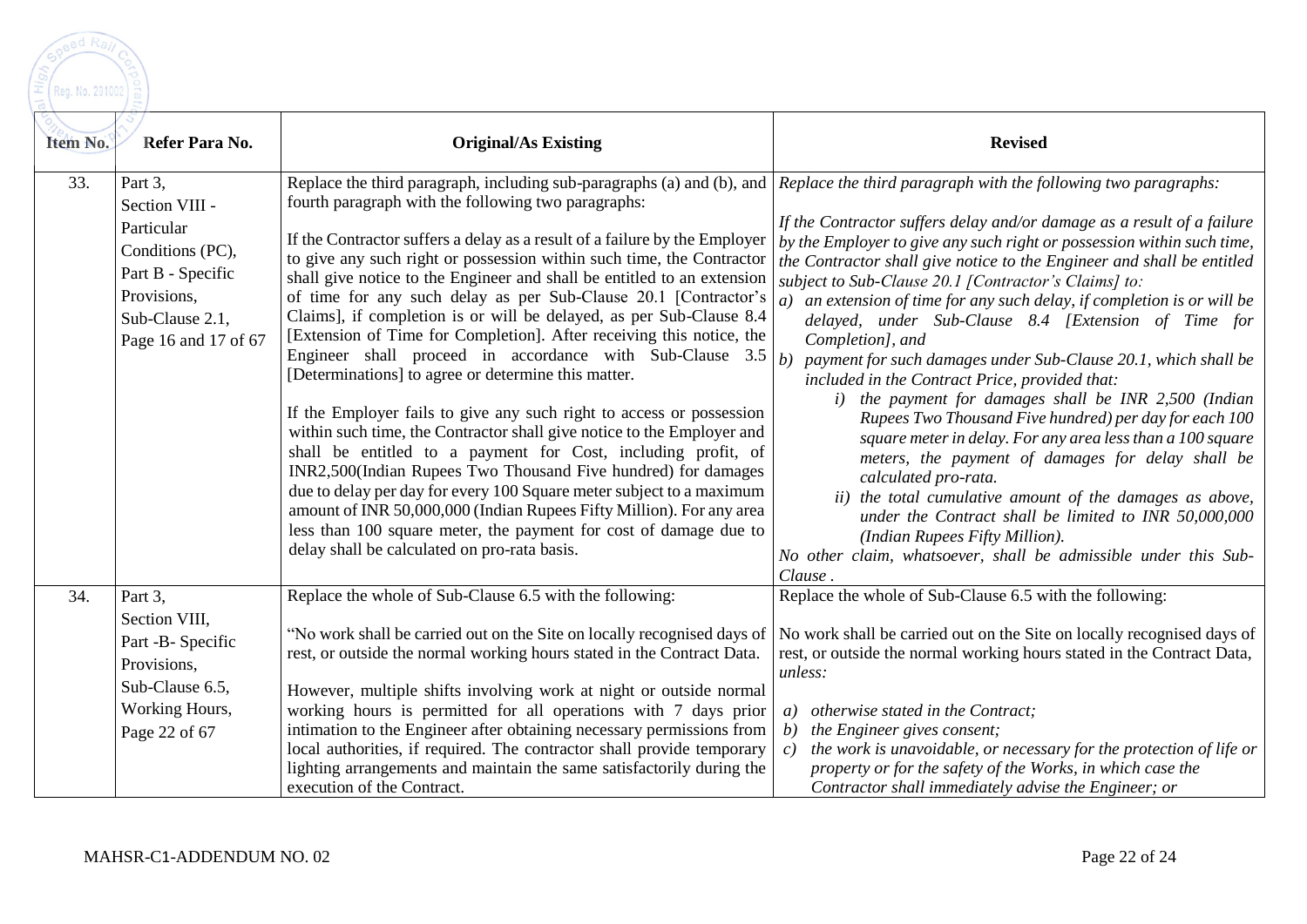| Item No. | Refer Para No. | Original/As Existing | Revised |
|---|---|---|---|
| 33. | Part 3, Section VIII - Particular Conditions (PC), Part B - Specific Provisions, Sub-Clause 2.1, Page 16 and 17 of 67 | Replace the third paragraph, including sub-paragraphs (a) and (b), and fourth paragraph with the following two paragraphs:<br><br>If the Contractor suffers a delay as a result of a failure by the Employer to give any such right or possession within such time, the Contractor shall give notice to the Engineer and shall be entitled to an extension of time for any such delay as per Sub-Clause 20.1 [Contractor's Claims], if completion is or will be delayed, as per Sub-Clause 8.4 [Extension of Time for Completion]. After receiving this notice, the Engineer shall proceed in accordance with Sub-Clause 3.5 [Determinations] to agree or determine this matter.<br><br>If the Employer fails to give any such right to access or possession within such time, the Contractor shall give notice to the Employer and shall be entitled to a payment for Cost, including profit, of INR2,500(Indian Rupees Two Thousand Five hundred) for damages due to delay per day for every 100 Square meter subject to a maximum amount of INR 50,000,000 (Indian Rupees Fifty Million). For any area less than 100 square meter, the payment for cost of damage due to delay shall be calculated on pro-rata basis. | *Replace the third paragraph with the following two paragraphs:*<br><br>*If the Contractor suffers delay and/or damage as a result of a failure by the Employer to give any such right or possession within such time, the Contractor shall give notice to the Engineer and shall be entitled subject to Sub-Clause 20.1 [Contractor's Claims] to:*<br>*a) an extension of time for any such delay, if completion is or will be delayed, under Sub-Clause 8.4 [Extension of Time for Completion], and*<br>*b) payment for such damages under Sub-Clause 20.1, which shall be included in the Contract Price, provided that:*<br>*i) the payment for damages shall be INR 2,500 (Indian Rupees Two Thousand Five hundred) per day for each 100 square meter in delay. For any area less than a 100 square meters, the payment of damages for delay shall be calculated pro-rata.*<br>*ii) the total cumulative amount of the damages as above, under the Contract shall be limited to INR 50,000,000 (Indian Rupees Fifty Million).*<br>*No other claim, whatsoever, shall be admissible under this Sub-Clause .* |
| 34. | Part 3, Section VIII, Part -B- Specific Provisions, Sub-Clause 6.5, Working Hours, Page 22 of 67 | Replace the whole of Sub-Clause 6.5 with the following:<br><br>"No work shall be carried out on the Site on locally recognised days of rest, or outside the normal working hours stated in the Contract Data.<br><br>However, multiple shifts involving work at night or outside normal working hours is permitted for all operations with 7 days prior intimation to the Engineer after obtaining necessary permissions from local authorities, if required. The contractor shall provide temporary lighting arrangements and maintain the same satisfactorily during the execution of the Contract. | Replace the whole of Sub-Clause 6.5 with the following:<br><br>No work shall be carried out on the Site on locally recognised days of rest, or outside the normal working hours stated in the Contract Data, *unless:*<br><br>*a) otherwise stated in the Contract;*<br>*b) the Engineer gives consent;*<br>*c) the work is unavoidable, or necessary for the protection of life or property or for the safety of the Works, in which case the Contractor shall immediately advise the Engineer; or* |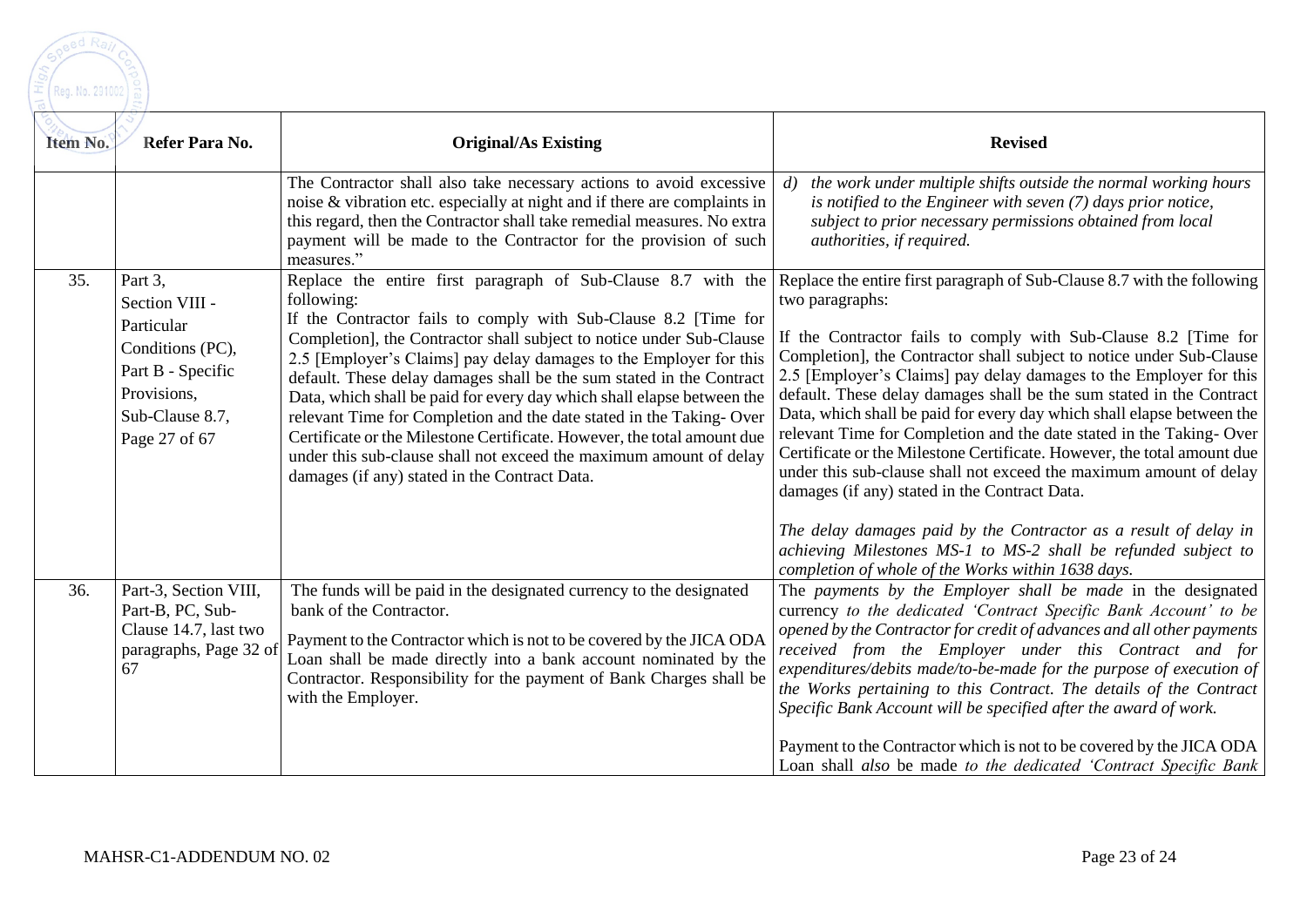| Item No. | Refer Para No. | Original/As Existing | Revised |
|---|---|---|---|
| | | The Contractor shall also take necessary actions to avoid excessive noise & vibration etc. especially at night and if there are complaints in this regard, then the Contractor shall take remedial measures. No extra payment will be made to the Contractor for the provision of such measures." | *d) the work under multiple shifts outside the normal working hours is notified to the Engineer with seven (7) days prior notice, subject to prior necessary permissions obtained from local authorities, if required.* |
| 35. | Part 3, Section VIII - Particular Conditions (PC), Part B - Specific Provisions, Sub-Clause 8.7, Page 27 of 67 | Replace the entire first paragraph of Sub-Clause 8.7 with the following:<br>If the Contractor fails to comply with Sub-Clause 8.2 [Time for Completion], the Contractor shall subject to notice under Sub-Clause 2.5 [Employer's Claims] pay delay damages to the Employer for this default. These delay damages shall be the sum stated in the Contract Data, which shall be paid for every day which shall elapse between the relevant Time for Completion and the date stated in the Taking- Over Certificate or the Milestone Certificate. However, the total amount due under this sub-clause shall not exceed the maximum amount of delay damages (if any) stated in the Contract Data. | Replace the entire first paragraph of Sub-Clause 8.7 with the following two paragraphs:<br><br>If the Contractor fails to comply with Sub-Clause 8.2 [Time for Completion], the Contractor shall subject to notice under Sub-Clause 2.5 [Employer's Claims] pay delay damages to the Employer for this default. These delay damages shall be the sum stated in the Contract Data, which shall be paid for every day which shall elapse between the relevant Time for Completion and the date stated in the Taking- Over Certificate or the Milestone Certificate. However, the total amount due under this sub-clause shall not exceed the maximum amount of delay damages (if any) stated in the Contract Data.<br><br>*The delay damages paid by the Contractor as a result of delay in achieving Milestones MS-1 to MS-2 shall be refunded subject to completion of whole of the Works within 1638 days.* |
| 36. | Part-3, Section VIII, Part-B, PC, Sub-Clause 14.7, last two paragraphs, Page 32 of 67 | The funds will be paid in the designated currency to the designated bank of the Contractor.<br><br>Payment to the Contractor which is not to be covered by the JICA ODA Loan shall be made directly into a bank account nominated by the Contractor. Responsibility for the payment of Bank Charges shall be with the Employer. | The *payments by the Employer shall be made* in the designated currency *to the dedicated 'Contract Specific Bank Account' to be opened by the Contractor for credit of advances and all other payments received from the Employer under this Contract and for expenditures/debits made/to-be-made for the purpose of execution of the Works pertaining to this Contract. The details of the Contract Specific Bank Account will be specified after the award of work.*<br><br>Payment to the Contractor which is not to be covered by the JICA ODA Loan shall *also* be made *to the dedicated 'Contract Specific Bank* |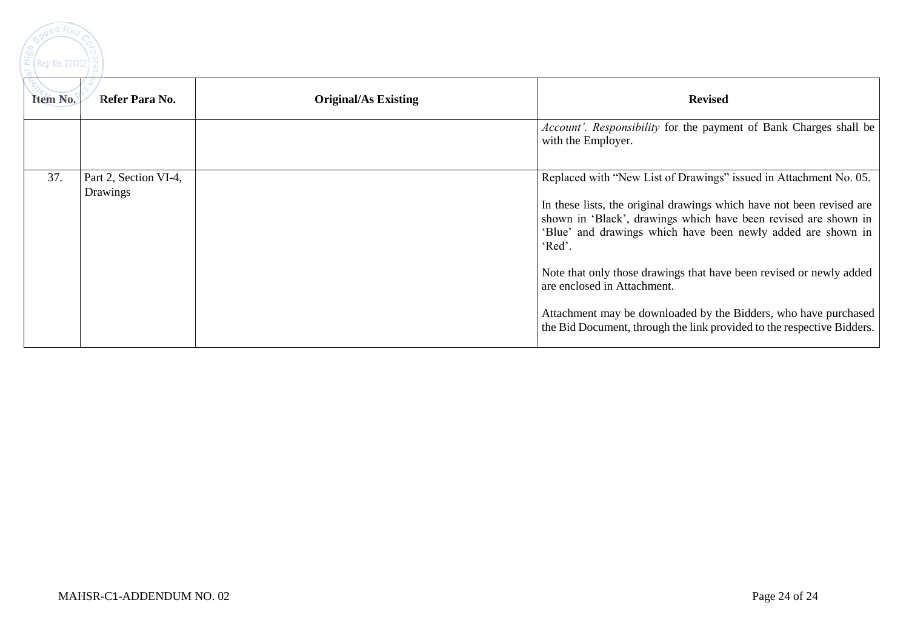| Item No. | Refer Para No. | Original/As Existing | Revised |
|---|---|---|---|
| | | | *Account'. Responsibility* for the payment of Bank Charges shall be with the Employer. |
| 37. | Part 2, Section VI-4, Drawings | | Replaced with "New List of Drawings" issued in Attachment No. 05.<br><br>In these lists, the original drawings which have not been revised are shown in 'Black', drawings which have been revised are shown in 'Blue' and drawings which have been newly added are shown in 'Red'.<br><br>Note that only those drawings that have been revised or newly added are enclosed in Attachment.<br><br>Attachment may be downloaded by the Bidders, who have purchased the Bid Document, through the link provided to the respective Bidders. |